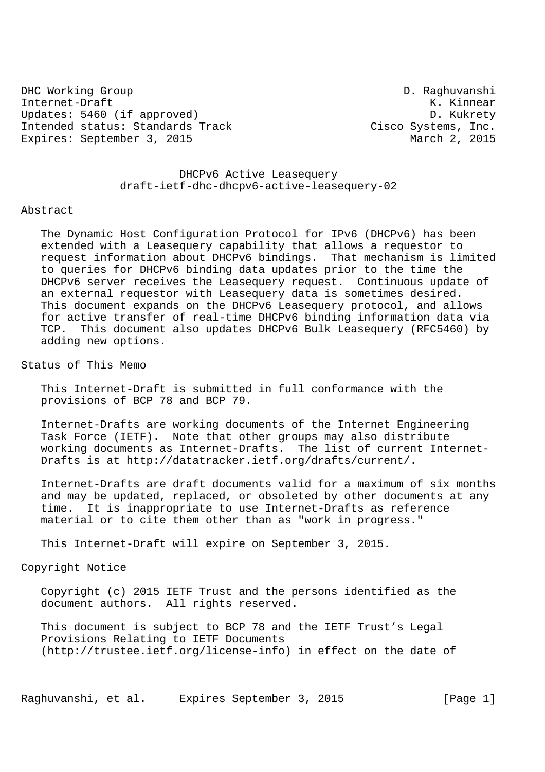DHC Working Group D. Raghuvanshi
Internet-Draft K. Kinnear
Updates: 5460 (if approved) D. Kukrety
Intended status: Standards Track Cisco Systems, Inc.
Expires: September 3, 2015 March 2, 2015

# DHCPv6 Active Leasequery
## draft-ietf-dhc-dhcpv6-active-leasequery-02

## Abstract

The Dynamic Host Configuration Protocol for IPv6 (DHCPv6) has been extended with a Leasequery capability that allows a requestor to request information about DHCPv6 bindings. That mechanism is limited to queries for DHCPv6 binding data updates prior to the time the DHCPv6 server receives the Leasequery request. Continuous update of an external requestor with Leasequery data is sometimes desired. This document expands on the DHCPv6 Leasequery protocol, and allows for active transfer of real-time DHCPv6 binding information data via TCP. This document also updates DHCPv6 Bulk Leasequery (RFC5460) by adding new options.

## Status of This Memo

This Internet-Draft is submitted in full conformance with the provisions of BCP 78 and BCP 79.

Internet-Drafts are working documents of the Internet Engineering Task Force (IETF). Note that other groups may also distribute working documents as Internet-Drafts. The list of current Internet-Drafts is at http://datatracker.ietf.org/drafts/current/.

Internet-Drafts are draft documents valid for a maximum of six months and may be updated, replaced, or obsoleted by other documents at any time. It is inappropriate to use Internet-Drafts as reference material or to cite them other than as "work in progress."

This Internet-Draft will expire on September 3, 2015.

## Copyright Notice

Copyright (c) 2015 IETF Trust and the persons identified as the document authors. All rights reserved.

This document is subject to BCP 78 and the IETF Trust's Legal Provisions Relating to IETF Documents (http://trustee.ietf.org/license-info) in effect on the date of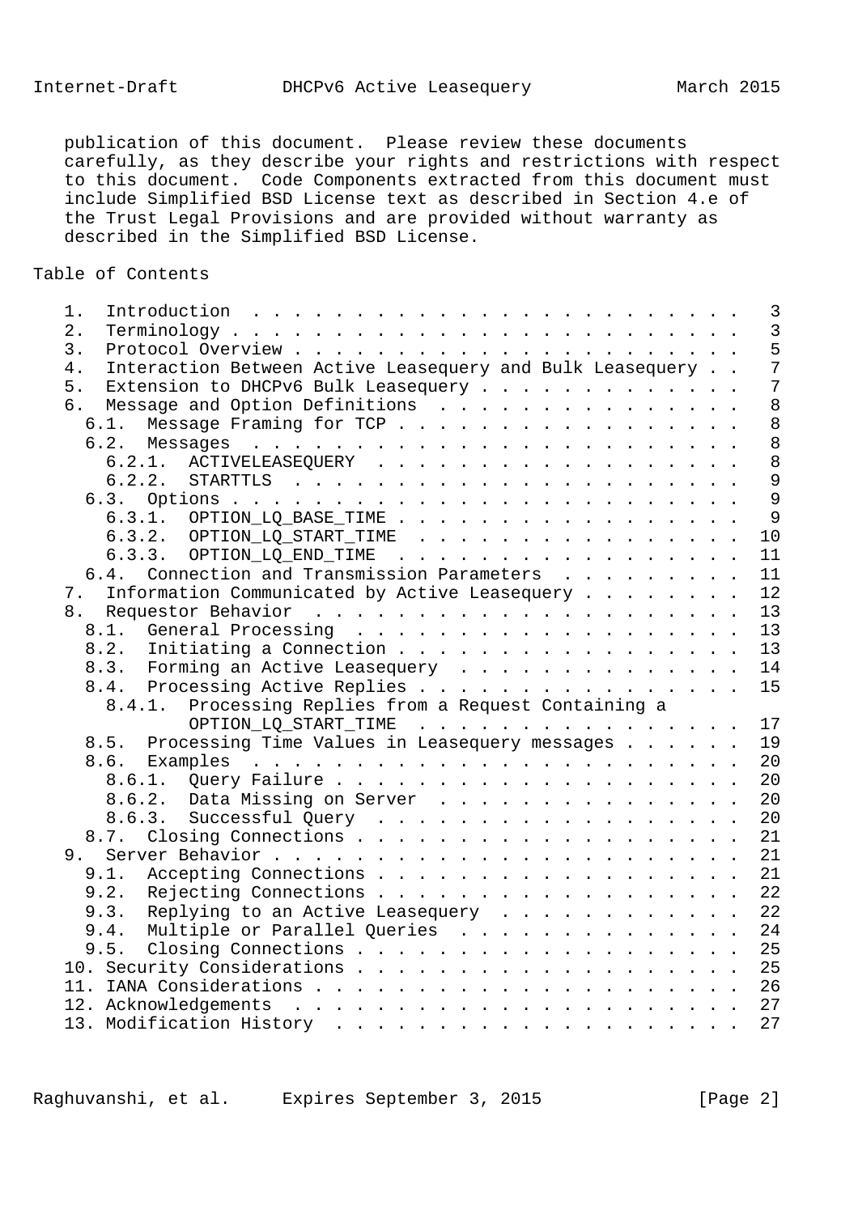publication of this document. Please review these documents carefully, as they describe your rights and restrictions with respect to this document. Code Components extracted from this document must include Simplified BSD License text as described in Section 4.e of the Trust Legal Provisions and are provided without warranty as described in the Simplified BSD License.

## Table of Contents

```
   1.  Introduction . . . . . . . . . . . . . . . . . . . . . . . .   3
   2.  Terminology  . . . . . . . . . . . . . . . . . . . . . . . .   3
   3.  Protocol Overview  . . . . . . . . . . . . . . . . . . . . .   5
   4.  Interaction Between Active Leasequery and Bulk Leasequery  .   7
   5.  Extension to DHCPv6 Bulk Leasequery  . . . . . . . . . . . .   7
   6.  Message and Option Definitions . . . . . . . . . . . . . . .   8
     6.1.  Message Framing for TCP  . . . . . . . . . . . . . . . .   8
     6.2.  Messages . . . . . . . . . . . . . . . . . . . . . . . .   8
       6.2.1.  ACTIVELEASEQUERY . . . . . . . . . . . . . . . . . .   8
       6.2.2.  STARTTLS . . . . . . . . . . . . . . . . . . . . . .   9
     6.3.  Options  . . . . . . . . . . . . . . . . . . . . . . . .   9
       6.3.1.  OPTION_LQ_BASE_TIME  . . . . . . . . . . . . . . . .   9
       6.3.2.  OPTION_LQ_START_TIME . . . . . . . . . . . . . . . .  10
       6.3.3.  OPTION_LQ_END_TIME . . . . . . . . . . . . . . . . .  11
     6.4.  Connection and Transmission Parameters . . . . . . . . .  11
   7.  Information Communicated by Active Leasequery  . . . . . . .  12
   8.  Requestor Behavior . . . . . . . . . . . . . . . . . . . . .  13
     8.1.  General Processing . . . . . . . . . . . . . . . . . . .  13
     8.2.  Initiating a Connection  . . . . . . . . . . . . . . . .  13
     8.3.  Forming an Active Leasequery . . . . . . . . . . . . . .  14
     8.4.  Processing Active Replies  . . . . . . . . . . . . . . .  15
       8.4.1.  Processing Replies from a Request Containing a
               OPTION_LQ_START_TIME . . . . . . . . . . . . . . . .  17
     8.5.  Processing Time Values in Leasequery messages  . . . . .  19
     8.6.  Examples . . . . . . . . . . . . . . . . . . . . . . . .  20
       8.6.1.  Query Failure  . . . . . . . . . . . . . . . . . . .  20
       8.6.2.  Data Missing on Server . . . . . . . . . . . . . . .  20
       8.6.3.  Successful Query . . . . . . . . . . . . . . . . . .  20
     8.7.  Closing Connections  . . . . . . . . . . . . . . . . . .  21
   9.  Server Behavior  . . . . . . . . . . . . . . . . . . . . . .  21
     9.1.  Accepting Connections  . . . . . . . . . . . . . . . . .  21
     9.2.  Rejecting Connections  . . . . . . . . . . . . . . . . .  22
     9.3.  Replying to an Active Leasequery . . . . . . . . . . . .  22
     9.4.  Multiple or Parallel Queries . . . . . . . . . . . . . .  24
     9.5.  Closing Connections  . . . . . . . . . . . . . . . . . .  25
   10. Security Considerations  . . . . . . . . . . . . . . . . . .  25
   11. IANA Considerations  . . . . . . . . . . . . . . . . . . . .  26
   12. Acknowledgements . . . . . . . . . . . . . . . . . . . . . .  27
   13. Modification History . . . . . . . . . . . . . . . . . . . .  27
```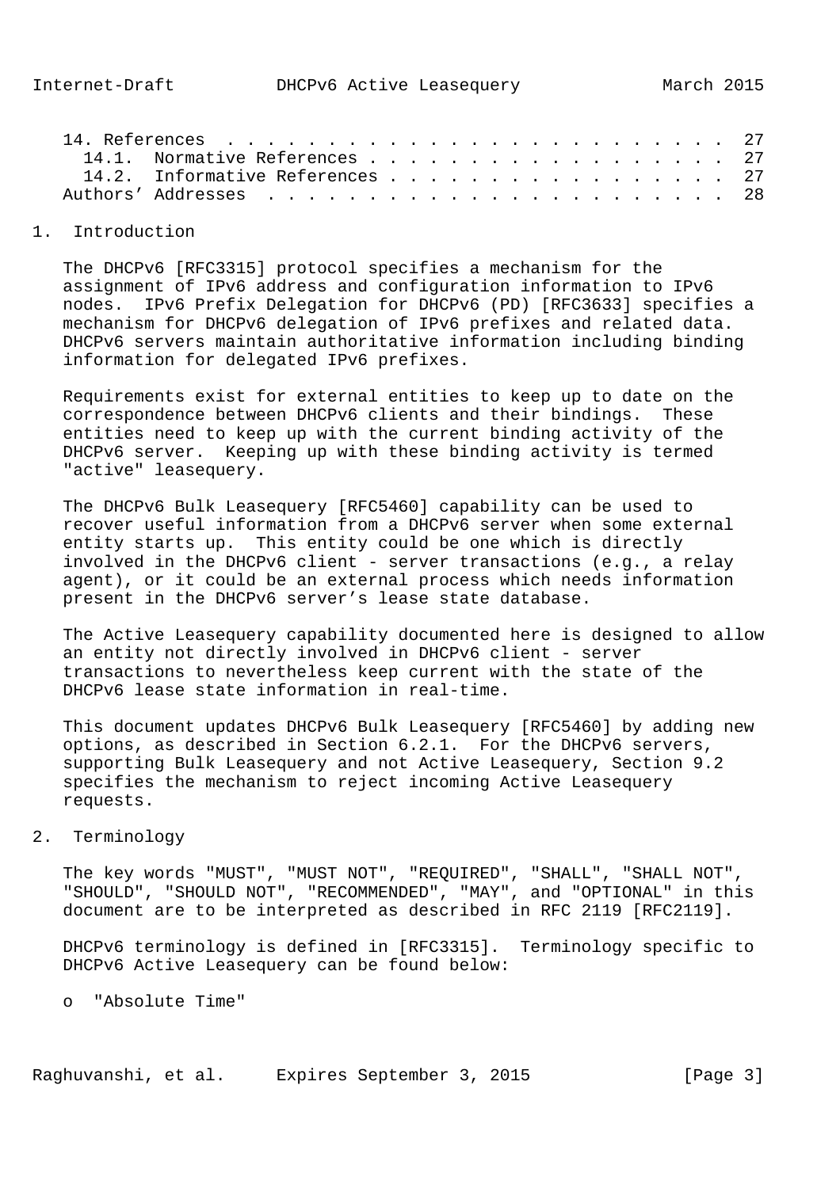14. References . . . . . . . . . . . . . . . . . . . . . . . . . 27
  14.1. Normative References . . . . . . . . . . . . . . . . . . 27
  14.2. Informative References . . . . . . . . . . . . . . . . . 27
Authors' Addresses . . . . . . . . . . . . . . . . . . . . . . . 28

# 1. Introduction

The DHCPv6 [RFC3315] protocol specifies a mechanism for the assignment of IPv6 address and configuration information to IPv6 nodes. IPv6 Prefix Delegation for DHCPv6 (PD) [RFC3633] specifies a mechanism for DHCPv6 delegation of IPv6 prefixes and related data. DHCPv6 servers maintain authoritative information including binding information for delegated IPv6 prefixes.

Requirements exist for external entities to keep up to date on the correspondence between DHCPv6 clients and their bindings. These entities need to keep up with the current binding activity of the DHCPv6 server. Keeping up with these binding activity is termed "active" leasequery.

The DHCPv6 Bulk Leasequery [RFC5460] capability can be used to recover useful information from a DHCPv6 server when some external entity starts up. This entity could be one which is directly involved in the DHCPv6 client - server transactions (e.g., a relay agent), or it could be an external process which needs information present in the DHCPv6 server's lease state database.

The Active Leasequery capability documented here is designed to allow an entity not directly involved in DHCPv6 client - server transactions to nevertheless keep current with the state of the DHCPv6 lease state information in real-time.

This document updates DHCPv6 Bulk Leasequery [RFC5460] by adding new options, as described in Section 6.2.1. For the DHCPv6 servers, supporting Bulk Leasequery and not Active Leasequery, Section 9.2 specifies the mechanism to reject incoming Active Leasequery requests.

# 2. Terminology

The key words "MUST", "MUST NOT", "REQUIRED", "SHALL", "SHALL NOT", "SHOULD", "SHOULD NOT", "RECOMMENDED", "MAY", and "OPTIONAL" in this document are to be interpreted as described in RFC 2119 [RFC2119].

DHCPv6 terminology is defined in [RFC3315]. Terminology specific to DHCPv6 Active Leasequery can be found below:

- "Absolute Time"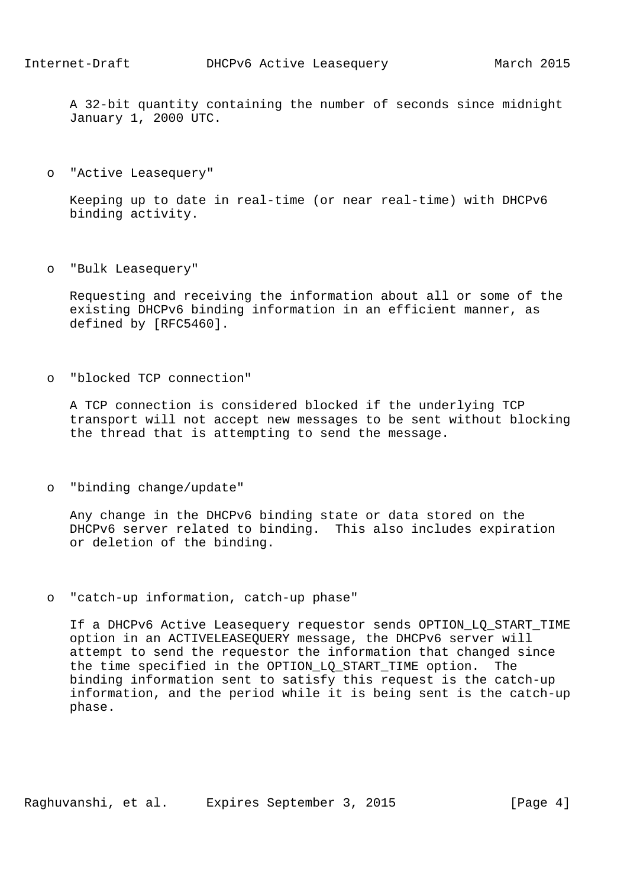A 32-bit quantity containing the number of seconds since midnight January 1, 2000 UTC.

- "Active Leasequery"

  Keeping up to date in real-time (or near real-time) with DHCPv6 binding activity.

- "Bulk Leasequery"

  Requesting and receiving the information about all or some of the existing DHCPv6 binding information in an efficient manner, as defined by [RFC5460].

- "blocked TCP connection"

  A TCP connection is considered blocked if the underlying TCP transport will not accept new messages to be sent without blocking the thread that is attempting to send the message.

- "binding change/update"

  Any change in the DHCPv6 binding state or data stored on the DHCPv6 server related to binding. This also includes expiration or deletion of the binding.

- "catch-up information, catch-up phase"

  If a DHCPv6 Active Leasequery requestor sends OPTION_LQ_START_TIME option in an ACTIVELEASEQUERY message, the DHCPv6 server will attempt to send the requestor the information that changed since the time specified in the OPTION_LQ_START_TIME option. The binding information sent to satisfy this request is the catch-up information, and the period while it is being sent is the catch-up phase.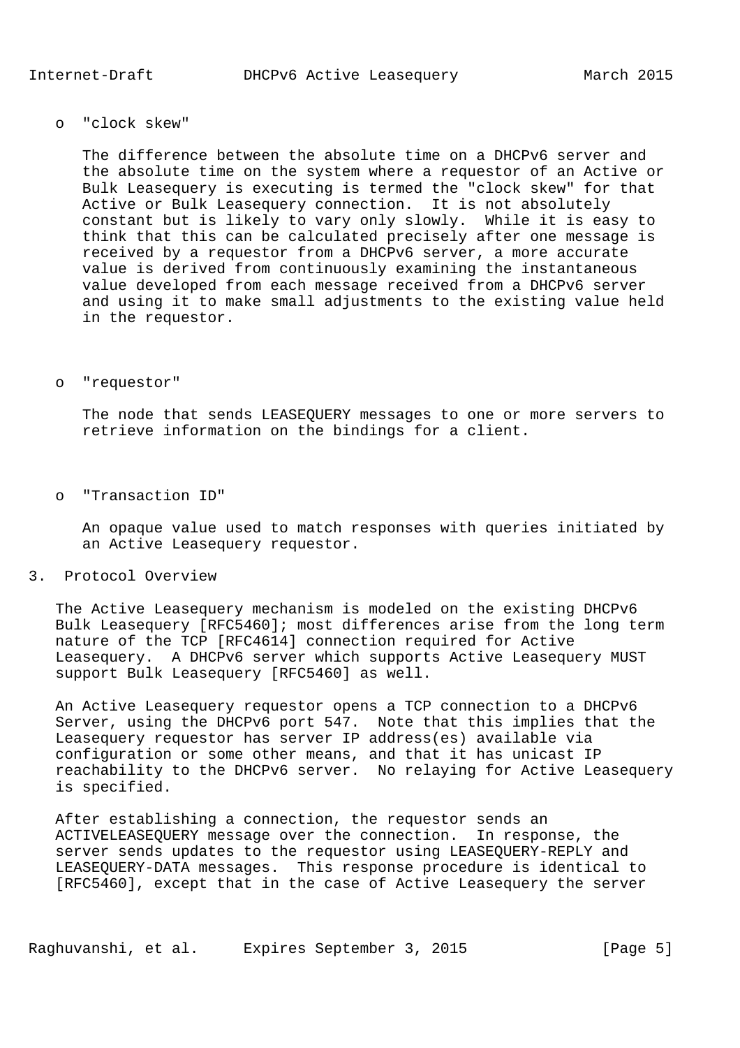- "clock skew"

  The difference between the absolute time on a DHCPv6 server and the absolute time on the system where a requestor of an Active or Bulk Leasequery is executing is termed the "clock skew" for that Active or Bulk Leasequery connection. It is not absolutely constant but is likely to vary only slowly. While it is easy to think that this can be calculated precisely after one message is received by a requestor from a DHCPv6 server, a more accurate value is derived from continuously examining the instantaneous value developed from each message received from a DHCPv6 server and using it to make small adjustments to the existing value held in the requestor.

- "requestor"

  The node that sends LEASEQUERY messages to one or more servers to retrieve information on the bindings for a client.

- "Transaction ID"

  An opaque value used to match responses with queries initiated by an Active Leasequery requestor.

## 3. Protocol Overview

The Active Leasequery mechanism is modeled on the existing DHCPv6 Bulk Leasequery [RFC5460]; most differences arise from the long term nature of the TCP [RFC4614] connection required for Active Leasequery. A DHCPv6 server which supports Active Leasequery MUST support Bulk Leasequery [RFC5460] as well.

An Active Leasequery requestor opens a TCP connection to a DHCPv6 Server, using the DHCPv6 port 547. Note that this implies that the Leasequery requestor has server IP address(es) available via configuration or some other means, and that it has unicast IP reachability to the DHCPv6 server. No relaying for Active Leasequery is specified.

After establishing a connection, the requestor sends an ACTIVELEASEQUERY message over the connection. In response, the server sends updates to the requestor using LEASEQUERY-REPLY and LEASEQUERY-DATA messages. This response procedure is identical to [RFC5460], except that in the case of Active Leasequery the server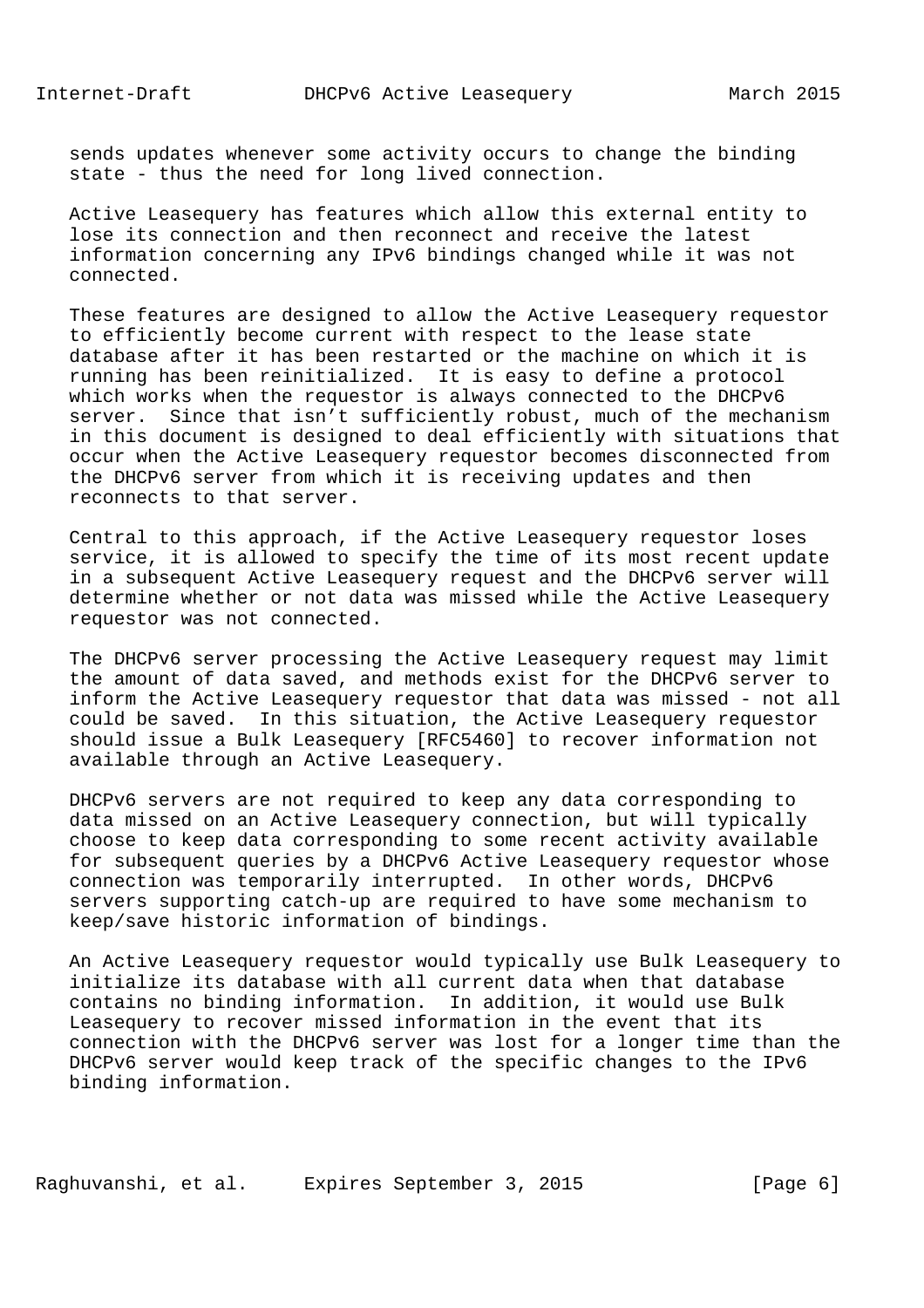sends updates whenever some activity occurs to change the binding state - thus the need for long lived connection.

Active Leasequery has features which allow this external entity to lose its connection and then reconnect and receive the latest information concerning any IPv6 bindings changed while it was not connected.

These features are designed to allow the Active Leasequery requestor to efficiently become current with respect to the lease state database after it has been restarted or the machine on which it is running has been reinitialized. It is easy to define a protocol which works when the requestor is always connected to the DHCPv6 server. Since that isn't sufficiently robust, much of the mechanism in this document is designed to deal efficiently with situations that occur when the Active Leasequery requestor becomes disconnected from the DHCPv6 server from which it is receiving updates and then reconnects to that server.

Central to this approach, if the Active Leasequery requestor loses service, it is allowed to specify the time of its most recent update in a subsequent Active Leasequery request and the DHCPv6 server will determine whether or not data was missed while the Active Leasequery requestor was not connected.

The DHCPv6 server processing the Active Leasequery request may limit the amount of data saved, and methods exist for the DHCPv6 server to inform the Active Leasequery requestor that data was missed - not all could be saved. In this situation, the Active Leasequery requestor should issue a Bulk Leasequery [RFC5460] to recover information not available through an Active Leasequery.

DHCPv6 servers are not required to keep any data corresponding to data missed on an Active Leasequery connection, but will typically choose to keep data corresponding to some recent activity available for subsequent queries by a DHCPv6 Active Leasequery requestor whose connection was temporarily interrupted. In other words, DHCPv6 servers supporting catch-up are required to have some mechanism to keep/save historic information of bindings.

An Active Leasequery requestor would typically use Bulk Leasequery to initialize its database with all current data when that database contains no binding information. In addition, it would use Bulk Leasequery to recover missed information in the event that its connection with the DHCPv6 server was lost for a longer time than the DHCPv6 server would keep track of the specific changes to the IPv6 binding information.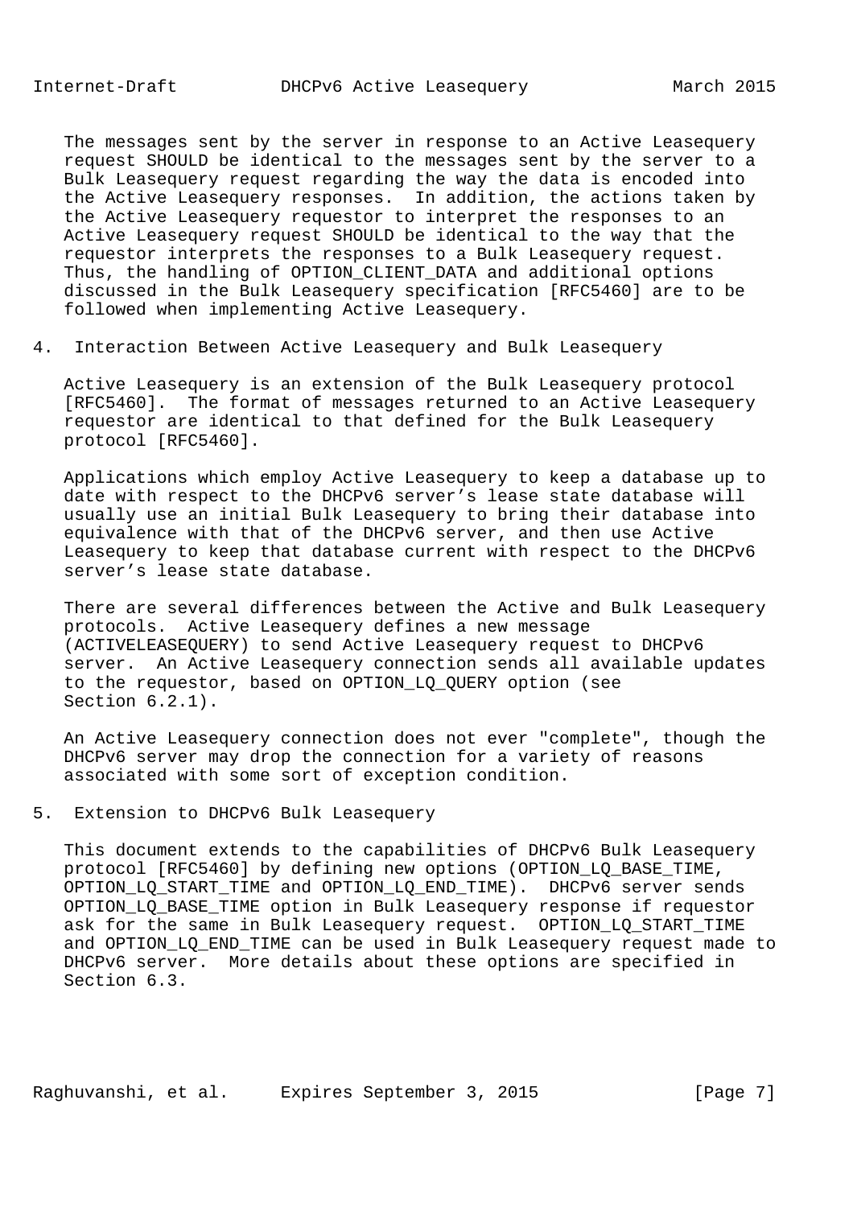The messages sent by the server in response to an Active Leasequery request SHOULD be identical to the messages sent by the server to a Bulk Leasequery request regarding the way the data is encoded into the Active Leasequery responses. In addition, the actions taken by the Active Leasequery requestor to interpret the responses to an Active Leasequery request SHOULD be identical to the way that the requestor interprets the responses to a Bulk Leasequery request. Thus, the handling of OPTION_CLIENT_DATA and additional options discussed in the Bulk Leasequery specification [RFC5460] are to be followed when implementing Active Leasequery.

## 4. Interaction Between Active Leasequery and Bulk Leasequery

Active Leasequery is an extension of the Bulk Leasequery protocol [RFC5460]. The format of messages returned to an Active Leasequery requestor are identical to that defined for the Bulk Leasequery protocol [RFC5460].

Applications which employ Active Leasequery to keep a database up to date with respect to the DHCPv6 server’s lease state database will usually use an initial Bulk Leasequery to bring their database into equivalence with that of the DHCPv6 server, and then use Active Leasequery to keep that database current with respect to the DHCPv6 server’s lease state database.

There are several differences between the Active and Bulk Leasequery protocols. Active Leasequery defines a new message (ACTIVELEASEQUERY) to send Active Leasequery request to DHCPv6 server. An Active Leasequery connection sends all available updates to the requestor, based on OPTION_LQ_QUERY option (see Section 6.2.1).

An Active Leasequery connection does not ever "complete", though the DHCPv6 server may drop the connection for a variety of reasons associated with some sort of exception condition.

## 5. Extension to DHCPv6 Bulk Leasequery

This document extends to the capabilities of DHCPv6 Bulk Leasequery protocol [RFC5460] by defining new options (OPTION_LQ_BASE_TIME, OPTION_LQ_START_TIME and OPTION_LQ_END_TIME). DHCPv6 server sends OPTION_LQ_BASE_TIME option in Bulk Leasequery response if requestor ask for the same in Bulk Leasequery request. OPTION_LQ_START_TIME and OPTION_LQ_END_TIME can be used in Bulk Leasequery request made to DHCPv6 server. More details about these options are specified in Section 6.3.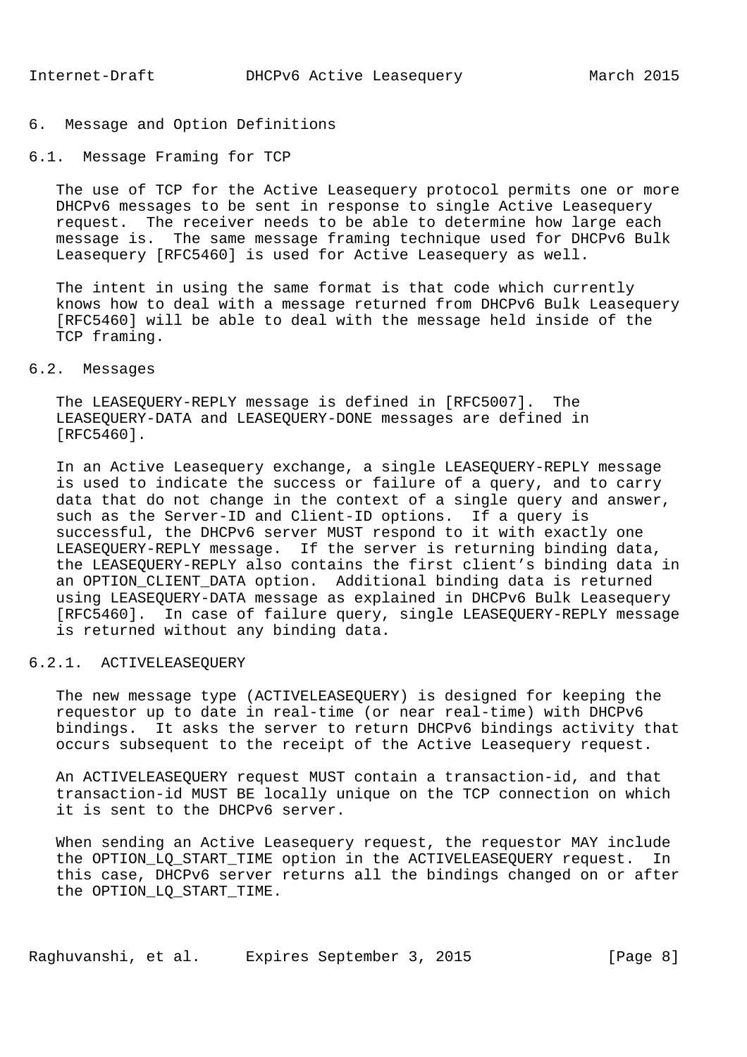## 6. Message and Option Definitions

### 6.1. Message Framing for TCP

The use of TCP for the Active Leasequery protocol permits one or more DHCPv6 messages to be sent in response to single Active Leasequery request. The receiver needs to be able to determine how large each message is. The same message framing technique used for DHCPv6 Bulk Leasequery [RFC5460] is used for Active Leasequery as well.

The intent in using the same format is that code which currently knows how to deal with a message returned from DHCPv6 Bulk Leasequery [RFC5460] will be able to deal with the message held inside of the TCP framing.

### 6.2. Messages

The LEASEQUERY-REPLY message is defined in [RFC5007]. The LEASEQUERY-DATA and LEASEQUERY-DONE messages are defined in [RFC5460].

In an Active Leasequery exchange, a single LEASEQUERY-REPLY message is used to indicate the success or failure of a query, and to carry data that do not change in the context of a single query and answer, such as the Server-ID and Client-ID options. If a query is successful, the DHCPv6 server MUST respond to it with exactly one LEASEQUERY-REPLY message. If the server is returning binding data, the LEASEQUERY-REPLY also contains the first client’s binding data in an OPTION_CLIENT_DATA option. Additional binding data is returned using LEASEQUERY-DATA message as explained in DHCPv6 Bulk Leasequery [RFC5460]. In case of failure query, single LEASEQUERY-REPLY message is returned without any binding data.

#### 6.2.1. ACTIVELEASEQUERY

The new message type (ACTIVELEASEQUERY) is designed for keeping the requestor up to date in real-time (or near real-time) with DHCPv6 bindings. It asks the server to return DHCPv6 bindings activity that occurs subsequent to the receipt of the Active Leasequery request.

An ACTIVELEASEQUERY request MUST contain a transaction-id, and that transaction-id MUST BE locally unique on the TCP connection on which it is sent to the DHCPv6 server.

When sending an Active Leasequery request, the requestor MAY include the OPTION_LQ_START_TIME option in the ACTIVELEASEQUERY request. In this case, DHCPv6 server returns all the bindings changed on or after the OPTION_LQ_START_TIME.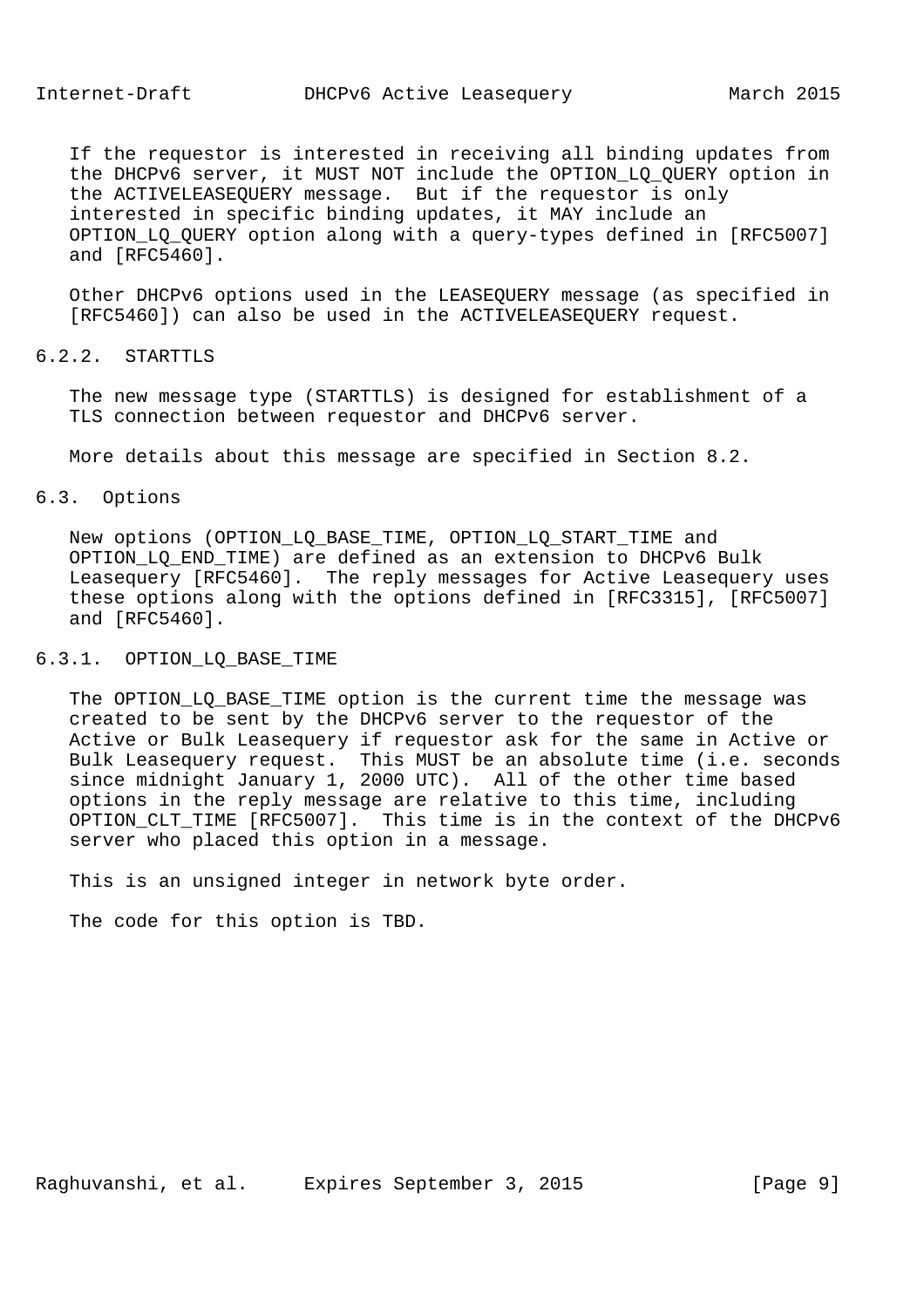If the requestor is interested in receiving all binding updates from the DHCPv6 server, it MUST NOT include the OPTION_LQ_QUERY option in the ACTIVELEASEQUERY message. But if the requestor is only interested in specific binding updates, it MAY include an OPTION_LQ_QUERY option along with a query-types defined in [RFC5007] and [RFC5460].

Other DHCPv6 options used in the LEASEQUERY message (as specified in [RFC5460]) can also be used in the ACTIVELEASEQUERY request.

#### 6.2.2. STARTTLS

The new message type (STARTTLS) is designed for establishment of a TLS connection between requestor and DHCPv6 server.

More details about this message are specified in Section 8.2.

### 6.3. Options

New options (OPTION_LQ_BASE_TIME, OPTION_LQ_START_TIME and OPTION_LQ_END_TIME) are defined as an extension to DHCPv6 Bulk Leasequery [RFC5460]. The reply messages for Active Leasequery uses these options along with the options defined in [RFC3315], [RFC5007] and [RFC5460].

#### 6.3.1. OPTION_LQ_BASE_TIME

The OPTION_LQ_BASE_TIME option is the current time the message was created to be sent by the DHCPv6 server to the requestor of the Active or Bulk Leasequery if requestor ask for the same in Active or Bulk Leasequery request. This MUST be an absolute time (i.e. seconds since midnight January 1, 2000 UTC). All of the other time based options in the reply message are relative to this time, including OPTION_CLT_TIME [RFC5007]. This time is in the context of the DHCPv6 server who placed this option in a message.

This is an unsigned integer in network byte order.

The code for this option is TBD.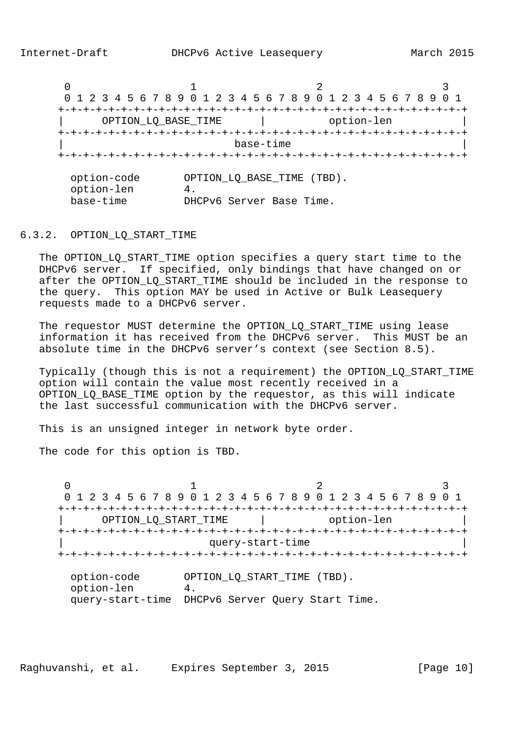```
    0                   1                   2                   3
    0 1 2 3 4 5 6 7 8 9 0 1 2 3 4 5 6 7 8 9 0 1 2 3 4 5 6 7 8 9 0 1
   +-+-+-+-+-+-+-+-+-+-+-+-+-+-+-+-+-+-+-+-+-+-+-+-+-+-+-+-+-+-+-+-+
   |      OPTION_LQ_BASE_TIME      |         option-len            |
   +-+-+-+-+-+-+-+-+-+-+-+-+-+-+-+-+-+-+-+-+-+-+-+-+-+-+-+-+-+-+-+-+
   |                           base-time                           |
   +-+-+-+-+-+-+-+-+-+-+-+-+-+-+-+-+-+-+-+-+-+-+-+-+-+-+-+-+-+-+-+-+

     option-code       OPTION_LQ_BASE_TIME (TBD).
     option-len        4.
     base-time         DHCPv6 Server Base Time.
```

### 6.3.2. OPTION_LQ_START_TIME

The OPTION_LQ_START_TIME option specifies a query start time to the DHCPv6 server. If specified, only bindings that have changed on or after the OPTION_LQ_START_TIME should be included in the response to the query. This option MAY be used in Active or Bulk Leasequery requests made to a DHCPv6 server.

The requestor MUST determine the OPTION_LQ_START_TIME using lease information it has received from the DHCPv6 server. This MUST be an absolute time in the DHCPv6 server's context (see Section 8.5).

Typically (though this is not a requirement) the OPTION_LQ_START_TIME option will contain the value most recently received in a OPTION_LQ_BASE_TIME option by the requestor, as this will indicate the last successful communication with the DHCPv6 server.

This is an unsigned integer in network byte order.

The code for this option is TBD.

```
    0                   1                   2                   3
    0 1 2 3 4 5 6 7 8 9 0 1 2 3 4 5 6 7 8 9 0 1 2 3 4 5 6 7 8 9 0 1
   +-+-+-+-+-+-+-+-+-+-+-+-+-+-+-+-+-+-+-+-+-+-+-+-+-+-+-+-+-+-+-+-+
   |      OPTION_LQ_START_TIME     |         option-len            |
   +-+-+-+-+-+-+-+-+-+-+-+-+-+-+-+-+-+-+-+-+-+-+-+-+-+-+-+-+-+-+-+-+
   |                       query-start-time                        |
   +-+-+-+-+-+-+-+-+-+-+-+-+-+-+-+-+-+-+-+-+-+-+-+-+-+-+-+-+-+-+-+-+

     option-code       OPTION_LQ_START_TIME (TBD).
     option-len        4.
     query-start-time  DHCPv6 Server Query Start Time.
```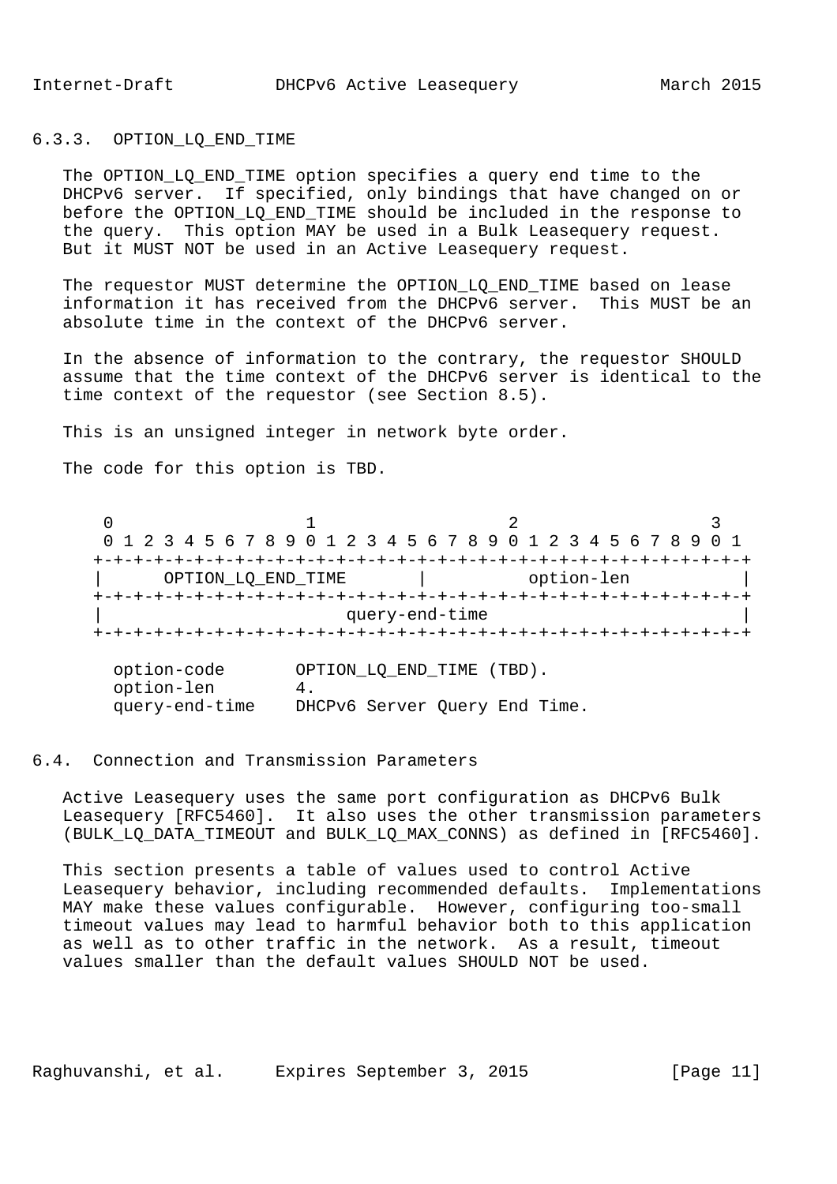### 6.3.3. OPTION_LQ_END_TIME

The OPTION_LQ_END_TIME option specifies a query end time to the DHCPv6 server. If specified, only bindings that have changed on or before the OPTION_LQ_END_TIME should be included in the response to the query. This option MAY be used in a Bulk Leasequery request. But it MUST NOT be used in an Active Leasequery request.

The requestor MUST determine the OPTION_LQ_END_TIME based on lease information it has received from the DHCPv6 server. This MUST be an absolute time in the context of the DHCPv6 server.

In the absence of information to the contrary, the requestor SHOULD assume that the time context of the DHCPv6 server is identical to the time context of the requestor (see Section 8.5).

This is an unsigned integer in network byte order.

The code for this option is TBD.

```
 0                   1                   2                   3
 0 1 2 3 4 5 6 7 8 9 0 1 2 3 4 5 6 7 8 9 0 1 2 3 4 5 6 7 8 9 0 1
+-+-+-+-+-+-+-+-+-+-+-+-+-+-+-+-+-+-+-+-+-+-+-+-+-+-+-+-+-+-+-+-+
|      OPTION_LQ_END_TIME       |          option-len           |
+-+-+-+-+-+-+-+-+-+-+-+-+-+-+-+-+-+-+-+-+-+-+-+-+-+-+-+-+-+-+-+-+
|                         query-end-time                        |
+-+-+-+-+-+-+-+-+-+-+-+-+-+-+-+-+-+-+-+-+-+-+-+-+-+-+-+-+-+-+-+-+

  option-code       OPTION_LQ_END_TIME (TBD).
  option-len        4.
  query-end-time    DHCPv6 Server Query End Time.
```

## 6.4. Connection and Transmission Parameters

Active Leasequery uses the same port configuration as DHCPv6 Bulk Leasequery [RFC5460]. It also uses the other transmission parameters (BULK_LQ_DATA_TIMEOUT and BULK_LQ_MAX_CONNS) as defined in [RFC5460].

This section presents a table of values used to control Active Leasequery behavior, including recommended defaults. Implementations MAY make these values configurable. However, configuring too-small timeout values may lead to harmful behavior both to this application as well as to other traffic in the network. As a result, timeout values smaller than the default values SHOULD NOT be used.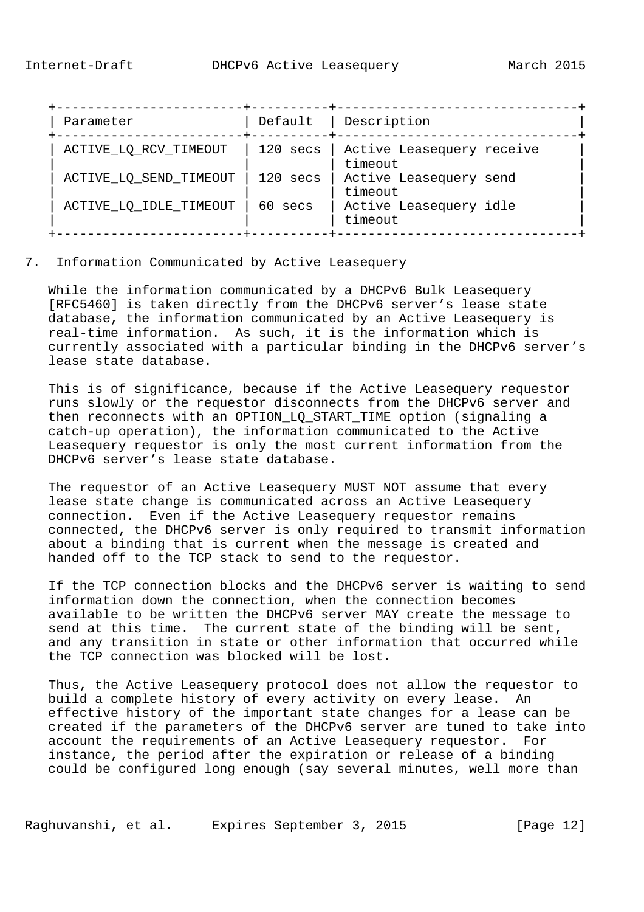| Parameter | Default | Description |
|---|---|---|
| ACTIVE_LQ_RCV_TIMEOUT | 120 secs | Active Leasequery receive timeout |
| ACTIVE_LQ_SEND_TIMEOUT | 120 secs | Active Leasequery send timeout |
| ACTIVE_LQ_IDLE_TIMEOUT | 60 secs | Active Leasequery idle timeout |

## 7. Information Communicated by Active Leasequery

While the information communicated by a DHCPv6 Bulk Leasequery [RFC5460] is taken directly from the DHCPv6 server's lease state database, the information communicated by an Active Leasequery is real-time information. As such, it is the information which is currently associated with a particular binding in the DHCPv6 server's lease state database.

This is of significance, because if the Active Leasequery requestor runs slowly or the requestor disconnects from the DHCPv6 server and then reconnects with an OPTION_LQ_START_TIME option (signaling a catch-up operation), the information communicated to the Active Leasequery requestor is only the most current information from the DHCPv6 server's lease state database.

The requestor of an Active Leasequery MUST NOT assume that every lease state change is communicated across an Active Leasequery connection. Even if the Active Leasequery requestor remains connected, the DHCPv6 server is only required to transmit information about a binding that is current when the message is created and handed off to the TCP stack to send to the requestor.

If the TCP connection blocks and the DHCPv6 server is waiting to send information down the connection, when the connection becomes available to be written the DHCPv6 server MAY create the message to send at this time. The current state of the binding will be sent, and any transition in state or other information that occurred while the TCP connection was blocked will be lost.

Thus, the Active Leasequery protocol does not allow the requestor to build a complete history of every activity on every lease. An effective history of the important state changes for a lease can be created if the parameters of the DHCPv6 server are tuned to take into account the requirements of an Active Leasequery requestor. For instance, the period after the expiration or release of a binding could be configured long enough (say several minutes, well more than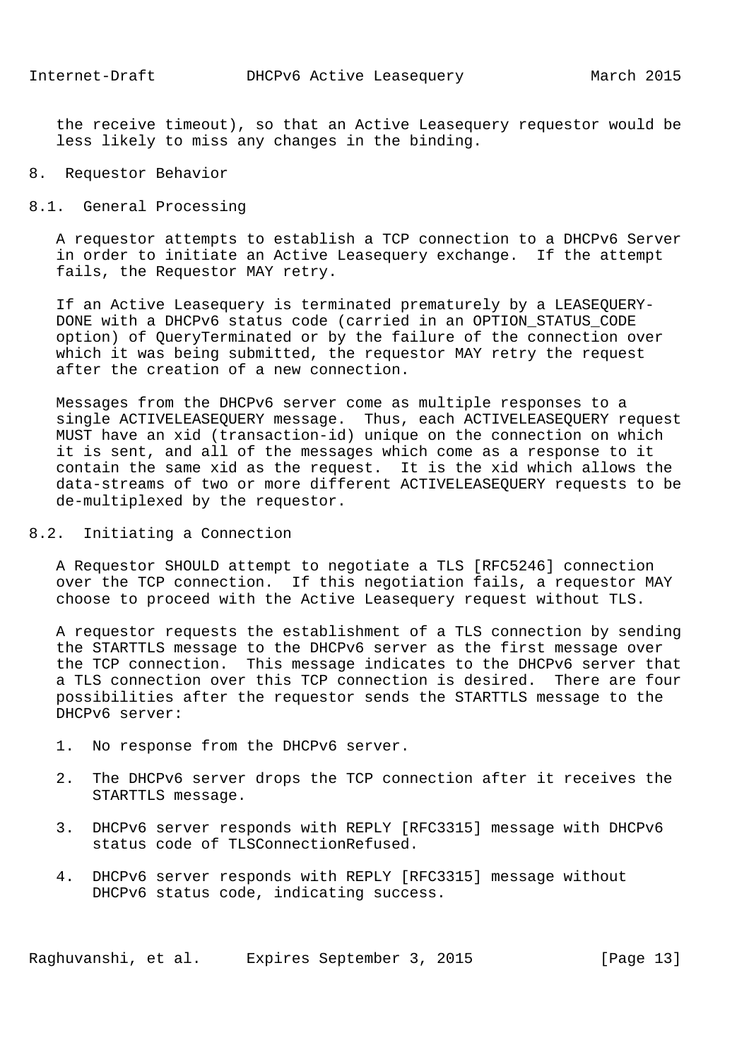the receive timeout), so that an Active Leasequery requestor would be less likely to miss any changes in the binding.

# 8. Requestor Behavior

## 8.1. General Processing

A requestor attempts to establish a TCP connection to a DHCPv6 Server in order to initiate an Active Leasequery exchange. If the attempt fails, the Requestor MAY retry.

If an Active Leasequery is terminated prematurely by a LEASEQUERY-DONE with a DHCPv6 status code (carried in an OPTION_STATUS_CODE option) of QueryTerminated or by the failure of the connection over which it was being submitted, the requestor MAY retry the request after the creation of a new connection.

Messages from the DHCPv6 server come as multiple responses to a single ACTIVELEASEQUERY message. Thus, each ACTIVELEASEQUERY request MUST have an xid (transaction-id) unique on the connection on which it is sent, and all of the messages which come as a response to it contain the same xid as the request. It is the xid which allows the data-streams of two or more different ACTIVELEASEQUERY requests to be de-multiplexed by the requestor.

## 8.2. Initiating a Connection

A Requestor SHOULD attempt to negotiate a TLS [RFC5246] connection over the TCP connection. If this negotiation fails, a requestor MAY choose to proceed with the Active Leasequery request without TLS.

A requestor requests the establishment of a TLS connection by sending the STARTTLS message to the DHCPv6 server as the first message over the TCP connection. This message indicates to the DHCPv6 server that a TLS connection over this TCP connection is desired. There are four possibilities after the requestor sends the STARTTLS message to the DHCPv6 server:

1. No response from the DHCPv6 server.

2. The DHCPv6 server drops the TCP connection after it receives the STARTTLS message.

3. DHCPv6 server responds with REPLY [RFC3315] message with DHCPv6 status code of TLSConnectionRefused.

4. DHCPv6 server responds with REPLY [RFC3315] message without DHCPv6 status code, indicating success.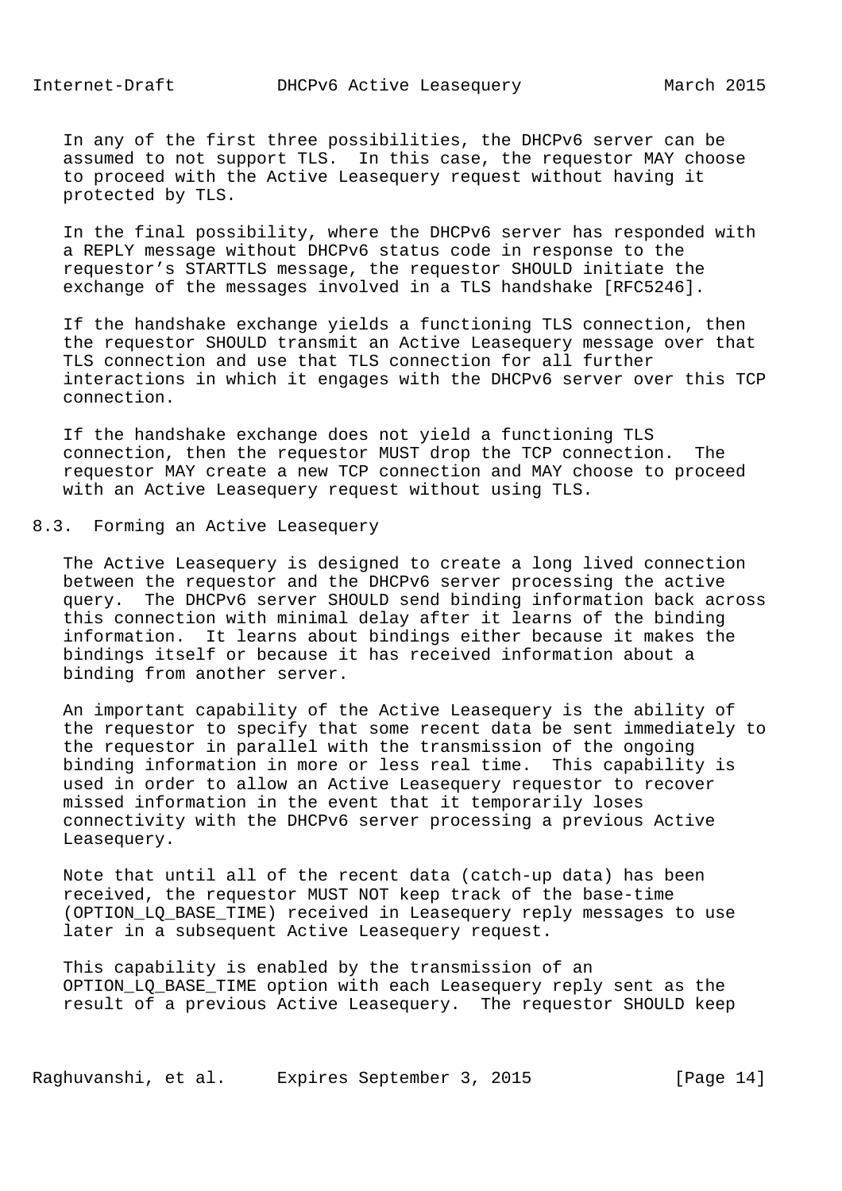In any of the first three possibilities, the DHCPv6 server can be assumed to not support TLS. In this case, the requestor MAY choose to proceed with the Active Leasequery request without having it protected by TLS.

In the final possibility, where the DHCPv6 server has responded with a REPLY message without DHCPv6 status code in response to the requestor's STARTTLS message, the requestor SHOULD initiate the exchange of the messages involved in a TLS handshake [RFC5246].

If the handshake exchange yields a functioning TLS connection, then the requestor SHOULD transmit an Active Leasequery message over that TLS connection and use that TLS connection for all further interactions in which it engages with the DHCPv6 server over this TCP connection.

If the handshake exchange does not yield a functioning TLS connection, then the requestor MUST drop the TCP connection. The requestor MAY create a new TCP connection and MAY choose to proceed with an Active Leasequery request without using TLS.

## 8.3. Forming an Active Leasequery

The Active Leasequery is designed to create a long lived connection between the requestor and the DHCPv6 server processing the active query. The DHCPv6 server SHOULD send binding information back across this connection with minimal delay after it learns of the binding information. It learns about bindings either because it makes the bindings itself or because it has received information about a binding from another server.

An important capability of the Active Leasequery is the ability of the requestor to specify that some recent data be sent immediately to the requestor in parallel with the transmission of the ongoing binding information in more or less real time. This capability is used in order to allow an Active Leasequery requestor to recover missed information in the event that it temporarily loses connectivity with the DHCPv6 server processing a previous Active Leasequery.

Note that until all of the recent data (catch-up data) has been received, the requestor MUST NOT keep track of the base-time (OPTION_LQ_BASE_TIME) received in Leasequery reply messages to use later in a subsequent Active Leasequery request.

This capability is enabled by the transmission of an OPTION_LQ_BASE_TIME option with each Leasequery reply sent as the result of a previous Active Leasequery. The requestor SHOULD keep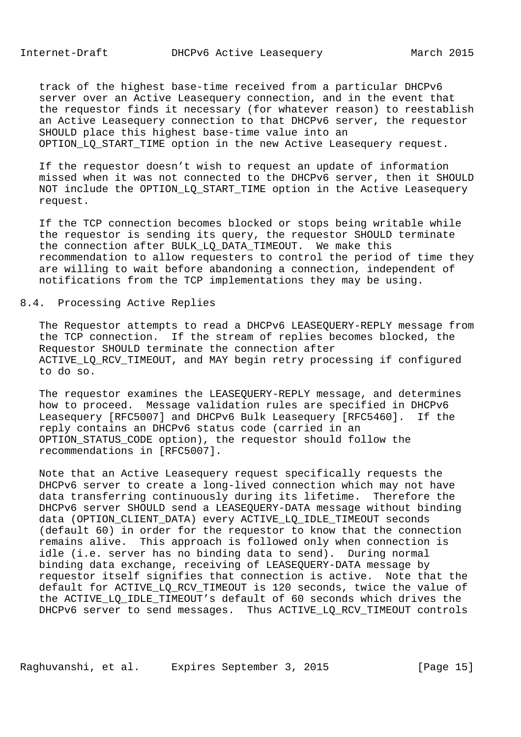track of the highest base-time received from a particular DHCPv6 server over an Active Leasequery connection, and in the event that the requestor finds it necessary (for whatever reason) to reestablish an Active Leasequery connection to that DHCPv6 server, the requestor SHOULD place this highest base-time value into an OPTION_LQ_START_TIME option in the new Active Leasequery request.

If the requestor doesn't wish to request an update of information missed when it was not connected to the DHCPv6 server, then it SHOULD NOT include the OPTION_LQ_START_TIME option in the Active Leasequery request.

If the TCP connection becomes blocked or stops being writable while the requestor is sending its query, the requestor SHOULD terminate the connection after BULK_LQ_DATA_TIMEOUT. We make this recommendation to allow requesters to control the period of time they are willing to wait before abandoning a connection, independent of notifications from the TCP implementations they may be using.

## 8.4. Processing Active Replies

The Requestor attempts to read a DHCPv6 LEASEQUERY-REPLY message from the TCP connection. If the stream of replies becomes blocked, the Requestor SHOULD terminate the connection after ACTIVE_LQ_RCV_TIMEOUT, and MAY begin retry processing if configured to do so.

The requestor examines the LEASEQUERY-REPLY message, and determines how to proceed. Message validation rules are specified in DHCPv6 Leasequery [RFC5007] and DHCPv6 Bulk Leasequery [RFC5460]. If the reply contains an DHCPv6 status code (carried in an OPTION_STATUS_CODE option), the requestor should follow the recommendations in [RFC5007].

Note that an Active Leasequery request specifically requests the DHCPv6 server to create a long-lived connection which may not have data transferring continuously during its lifetime. Therefore the DHCPv6 server SHOULD send a LEASEQUERY-DATA message without binding data (OPTION_CLIENT_DATA) every ACTIVE_LQ_IDLE_TIMEOUT seconds (default 60) in order for the requestor to know that the connection remains alive. This approach is followed only when connection is idle (i.e. server has no binding data to send). During normal binding data exchange, receiving of LEASEQUERY-DATA message by requestor itself signifies that connection is active. Note that the default for ACTIVE_LQ_RCV_TIMEOUT is 120 seconds, twice the value of the ACTIVE_LQ_IDLE_TIMEOUT's default of 60 seconds which drives the DHCPv6 server to send messages. Thus ACTIVE_LQ_RCV_TIMEOUT controls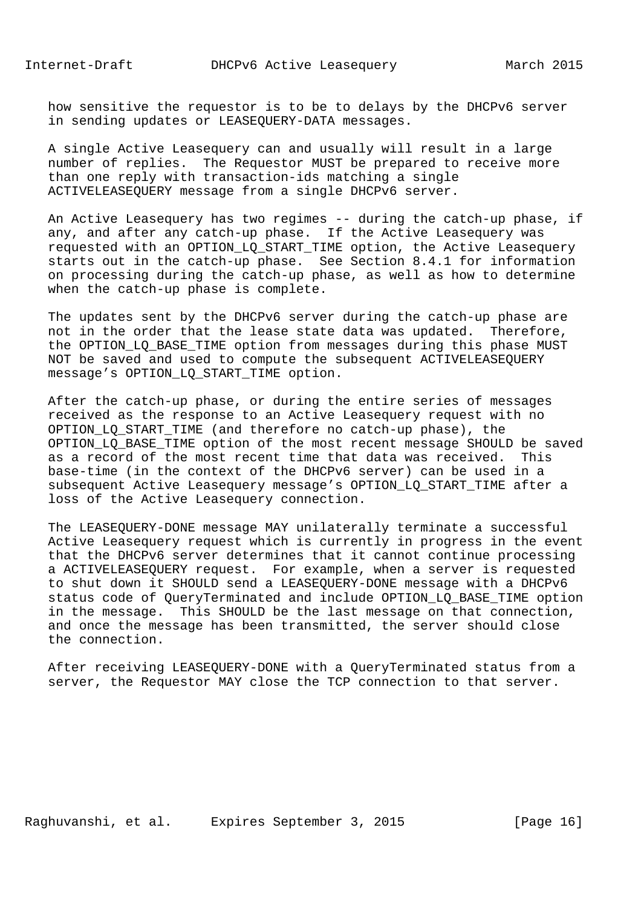how sensitive the requestor is to be to delays by the DHCPv6 server in sending updates or LEASEQUERY-DATA messages.

A single Active Leasequery can and usually will result in a large number of replies. The Requestor MUST be prepared to receive more than one reply with transaction-ids matching a single ACTIVELEASEQUERY message from a single DHCPv6 server.

An Active Leasequery has two regimes -- during the catch-up phase, if any, and after any catch-up phase. If the Active Leasequery was requested with an OPTION_LQ_START_TIME option, the Active Leasequery starts out in the catch-up phase. See Section 8.4.1 for information on processing during the catch-up phase, as well as how to determine when the catch-up phase is complete.

The updates sent by the DHCPv6 server during the catch-up phase are not in the order that the lease state data was updated. Therefore, the OPTION_LQ_BASE_TIME option from messages during this phase MUST NOT be saved and used to compute the subsequent ACTIVELEASEQUERY message's OPTION_LQ_START_TIME option.

After the catch-up phase, or during the entire series of messages received as the response to an Active Leasequery request with no OPTION_LQ_START_TIME (and therefore no catch-up phase), the OPTION_LQ_BASE_TIME option of the most recent message SHOULD be saved as a record of the most recent time that data was received. This base-time (in the context of the DHCPv6 server) can be used in a subsequent Active Leasequery message's OPTION_LQ_START_TIME after a loss of the Active Leasequery connection.

The LEASEQUERY-DONE message MAY unilaterally terminate a successful Active Leasequery request which is currently in progress in the event that the DHCPv6 server determines that it cannot continue processing a ACTIVELEASEQUERY request. For example, when a server is requested to shut down it SHOULD send a LEASEQUERY-DONE message with a DHCPv6 status code of QueryTerminated and include OPTION_LQ_BASE_TIME option in the message. This SHOULD be the last message on that connection, and once the message has been transmitted, the server should close the connection.

After receiving LEASEQUERY-DONE with a QueryTerminated status from a server, the Requestor MAY close the TCP connection to that server.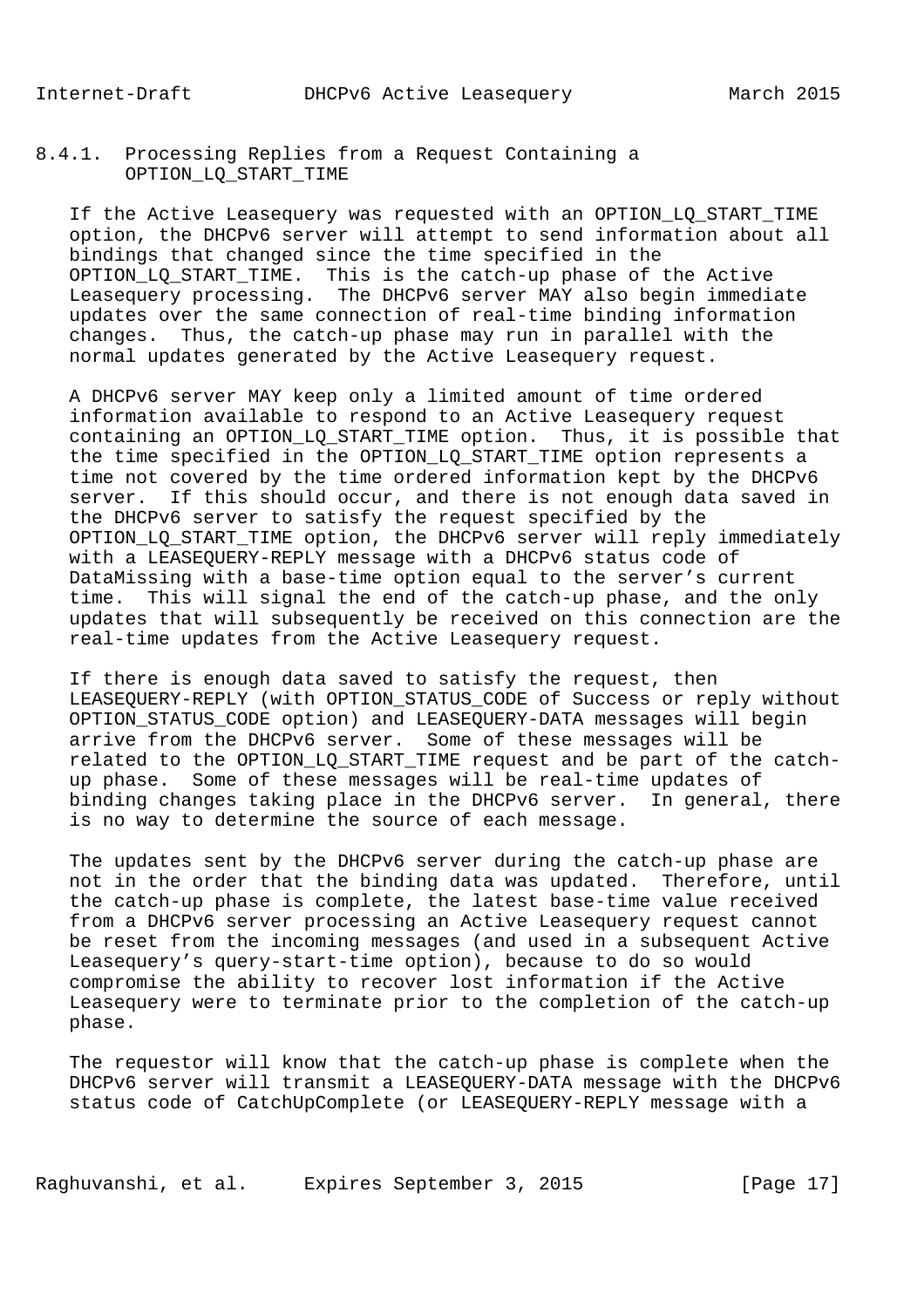#### 8.4.1. Processing Replies from a Request Containing a OPTION_LQ_START_TIME

If the Active Leasequery was requested with an OPTION_LQ_START_TIME option, the DHCPv6 server will attempt to send information about all bindings that changed since the time specified in the OPTION_LQ_START_TIME. This is the catch-up phase of the Active Leasequery processing. The DHCPv6 server MAY also begin immediate updates over the same connection of real-time binding information changes. Thus, the catch-up phase may run in parallel with the normal updates generated by the Active Leasequery request.

A DHCPv6 server MAY keep only a limited amount of time ordered information available to respond to an Active Leasequery request containing an OPTION_LQ_START_TIME option. Thus, it is possible that the time specified in the OPTION_LQ_START_TIME option represents a time not covered by the time ordered information kept by the DHCPv6 server. If this should occur, and there is not enough data saved in the DHCPv6 server to satisfy the request specified by the OPTION_LQ_START_TIME option, the DHCPv6 server will reply immediately with a LEASEQUERY-REPLY message with a DHCPv6 status code of DataMissing with a base-time option equal to the server's current time. This will signal the end of the catch-up phase, and the only updates that will subsequently be received on this connection are the real-time updates from the Active Leasequery request.

If there is enough data saved to satisfy the request, then LEASEQUERY-REPLY (with OPTION_STATUS_CODE of Success or reply without OPTION_STATUS_CODE option) and LEASEQUERY-DATA messages will begin arrive from the DHCPv6 server. Some of these messages will be related to the OPTION_LQ_START_TIME request and be part of the catch-up phase. Some of these messages will be real-time updates of binding changes taking place in the DHCPv6 server. In general, there is no way to determine the source of each message.

The updates sent by the DHCPv6 server during the catch-up phase are not in the order that the binding data was updated. Therefore, until the catch-up phase is complete, the latest base-time value received from a DHCPv6 server processing an Active Leasequery request cannot be reset from the incoming messages (and used in a subsequent Active Leasequery's query-start-time option), because to do so would compromise the ability to recover lost information if the Active Leasequery were to terminate prior to the completion of the catch-up phase.

The requestor will know that the catch-up phase is complete when the DHCPv6 server will transmit a LEASEQUERY-DATA message with the DHCPv6 status code of CatchUpComplete (or LEASEQUERY-REPLY message with a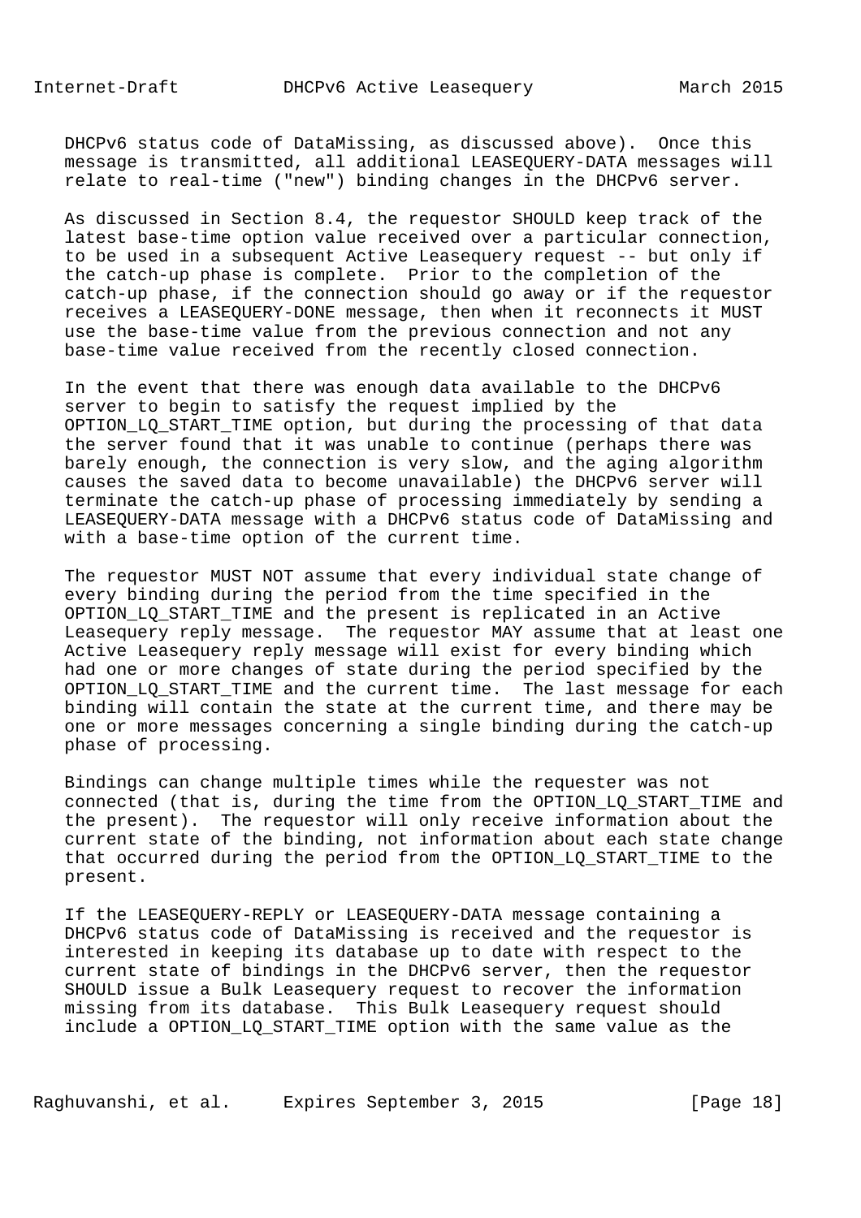DHCPv6 status code of DataMissing, as discussed above). Once this message is transmitted, all additional LEASEQUERY-DATA messages will relate to real-time ("new") binding changes in the DHCPv6 server.

As discussed in Section 8.4, the requestor SHOULD keep track of the latest base-time option value received over a particular connection, to be used in a subsequent Active Leasequery request -- but only if the catch-up phase is complete. Prior to the completion of the catch-up phase, if the connection should go away or if the requestor receives a LEASEQUERY-DONE message, then when it reconnects it MUST use the base-time value from the previous connection and not any base-time value received from the recently closed connection.

In the event that there was enough data available to the DHCPv6 server to begin to satisfy the request implied by the OPTION_LQ_START_TIME option, but during the processing of that data the server found that it was unable to continue (perhaps there was barely enough, the connection is very slow, and the aging algorithm causes the saved data to become unavailable) the DHCPv6 server will terminate the catch-up phase of processing immediately by sending a LEASEQUERY-DATA message with a DHCPv6 status code of DataMissing and with a base-time option of the current time.

The requestor MUST NOT assume that every individual state change of every binding during the period from the time specified in the OPTION_LQ_START_TIME and the present is replicated in an Active Leasequery reply message. The requestor MAY assume that at least one Active Leasequery reply message will exist for every binding which had one or more changes of state during the period specified by the OPTION_LQ_START_TIME and the current time. The last message for each binding will contain the state at the current time, and there may be one or more messages concerning a single binding during the catch-up phase of processing.

Bindings can change multiple times while the requester was not connected (that is, during the time from the OPTION_LQ_START_TIME and the present). The requestor will only receive information about the current state of the binding, not information about each state change that occurred during the period from the OPTION_LQ_START_TIME to the present.

If the LEASEQUERY-REPLY or LEASEQUERY-DATA message containing a DHCPv6 status code of DataMissing is received and the requestor is interested in keeping its database up to date with respect to the current state of bindings in the DHCPv6 server, then the requestor SHOULD issue a Bulk Leasequery request to recover the information missing from its database. This Bulk Leasequery request should include a OPTION_LQ_START_TIME option with the same value as the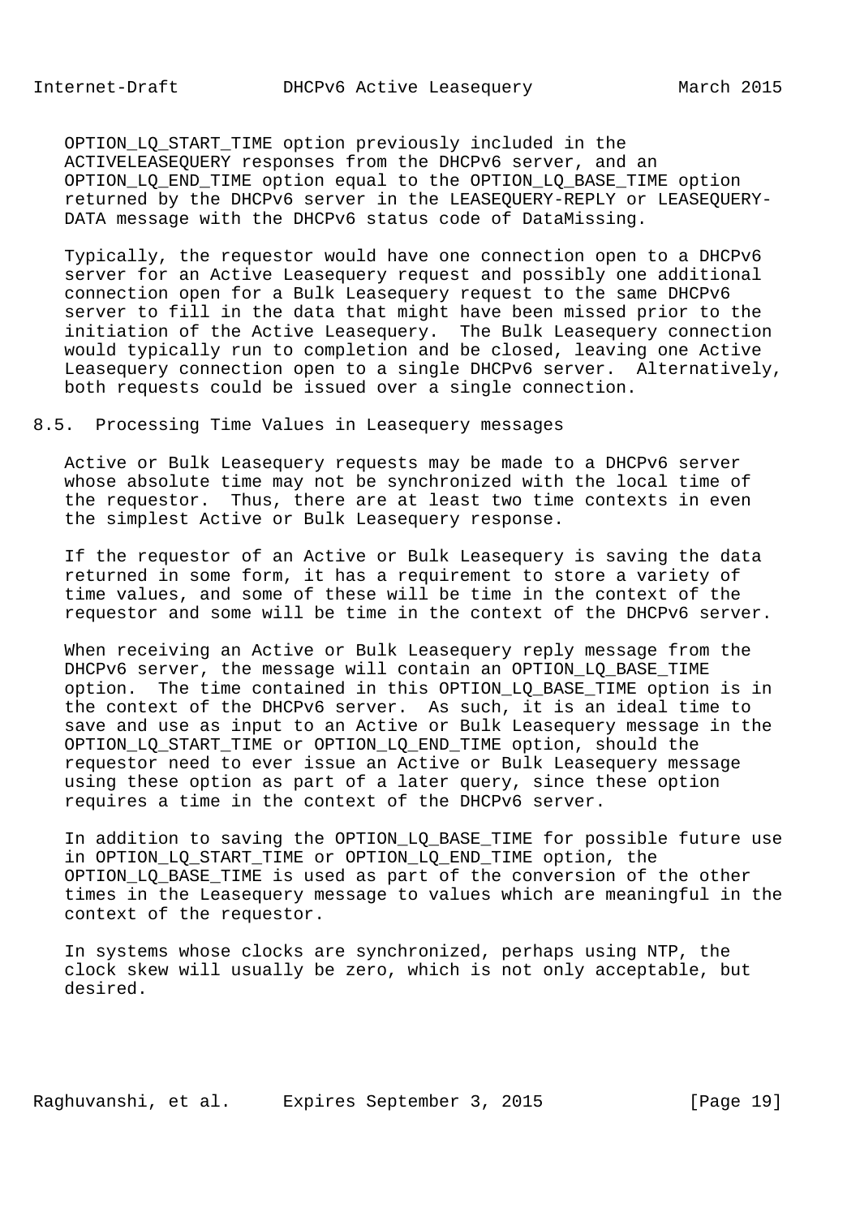OPTION_LQ_START_TIME option previously included in the ACTIVELEASEQUERY responses from the DHCPv6 server, and an OPTION_LQ_END_TIME option equal to the OPTION_LQ_BASE_TIME option returned by the DHCPv6 server in the LEASEQUERY-REPLY or LEASEQUERY-DATA message with the DHCPv6 status code of DataMissing.

Typically, the requestor would have one connection open to a DHCPv6 server for an Active Leasequery request and possibly one additional connection open for a Bulk Leasequery request to the same DHCPv6 server to fill in the data that might have been missed prior to the initiation of the Active Leasequery. The Bulk Leasequery connection would typically run to completion and be closed, leaving one Active Leasequery connection open to a single DHCPv6 server. Alternatively, both requests could be issued over a single connection.

## 8.5. Processing Time Values in Leasequery messages

Active or Bulk Leasequery requests may be made to a DHCPv6 server whose absolute time may not be synchronized with the local time of the requestor. Thus, there are at least two time contexts in even the simplest Active or Bulk Leasequery response.

If the requestor of an Active or Bulk Leasequery is saving the data returned in some form, it has a requirement to store a variety of time values, and some of these will be time in the context of the requestor and some will be time in the context of the DHCPv6 server.

When receiving an Active or Bulk Leasequery reply message from the DHCPv6 server, the message will contain an OPTION_LQ_BASE_TIME option. The time contained in this OPTION_LQ_BASE_TIME option is in the context of the DHCPv6 server. As such, it is an ideal time to save and use as input to an Active or Bulk Leasequery message in the OPTION_LQ_START_TIME or OPTION_LQ_END_TIME option, should the requestor need to ever issue an Active or Bulk Leasequery message using these option as part of a later query, since these option requires a time in the context of the DHCPv6 server.

In addition to saving the OPTION_LQ_BASE_TIME for possible future use in OPTION_LQ_START_TIME or OPTION_LQ_END_TIME option, the OPTION_LQ_BASE_TIME is used as part of the conversion of the other times in the Leasequery message to values which are meaningful in the context of the requestor.

In systems whose clocks are synchronized, perhaps using NTP, the clock skew will usually be zero, which is not only acceptable, but desired.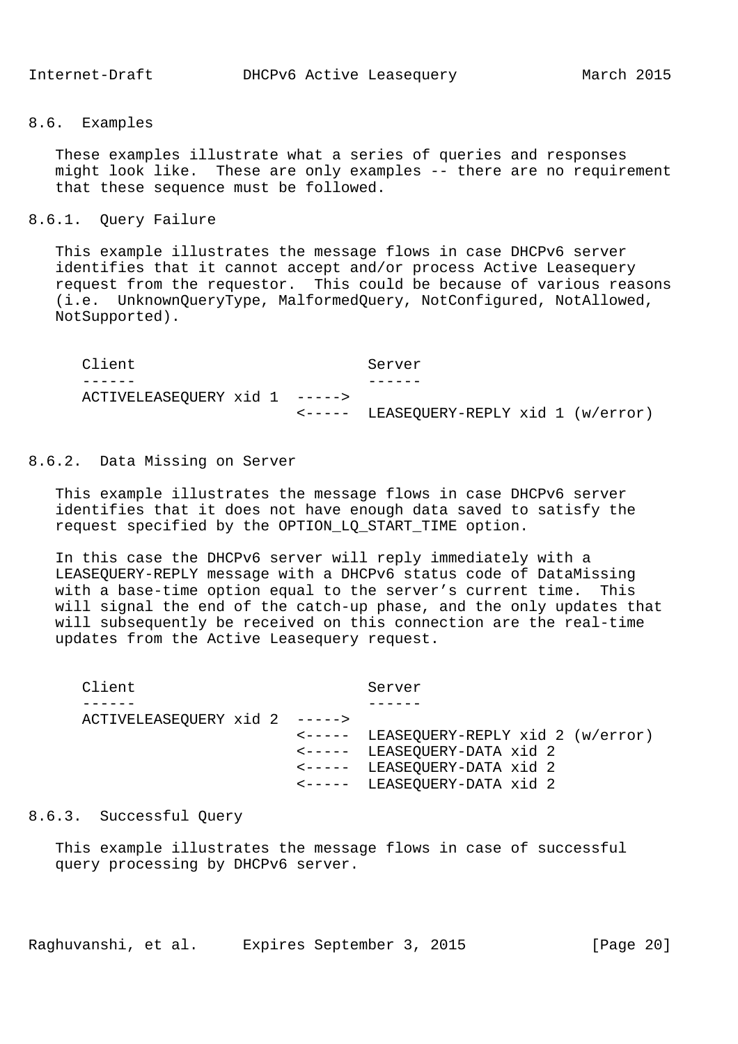### 8.6. Examples

These examples illustrate what a series of queries and responses might look like. These are only examples -- there are no requirement that these sequence must be followed.

#### 8.6.1. Query Failure

This example illustrates the message flows in case DHCPv6 server identifies that it cannot accept and/or process Active Leasequery request from the requestor. This could be because of various reasons (i.e. UnknownQueryType, MalformedQuery, NotConfigured, NotAllowed, NotSupported).

```
Client                          Server
------                          ------
ACTIVELEASEQUERY xid 1  ----->
                        <-----  LEASEQUERY-REPLY xid 1 (w/error)
```

#### 8.6.2. Data Missing on Server

This example illustrates the message flows in case DHCPv6 server identifies that it does not have enough data saved to satisfy the request specified by the OPTION_LQ_START_TIME option.

In this case the DHCPv6 server will reply immediately with a LEASEQUERY-REPLY message with a DHCPv6 status code of DataMissing with a base-time option equal to the server's current time. This will signal the end of the catch-up phase, and the only updates that will subsequently be received on this connection are the real-time updates from the Active Leasequery request.

```
Client                          Server
------                          ------
ACTIVELEASEQUERY xid 2  ----->
                        <-----  LEASEQUERY-REPLY xid 2 (w/error)
                        <-----  LEASEQUERY-DATA xid 2
                        <-----  LEASEQUERY-DATA xid 2
                        <-----  LEASEQUERY-DATA xid 2
```

#### 8.6.3. Successful Query

This example illustrates the message flows in case of successful query processing by DHCPv6 server.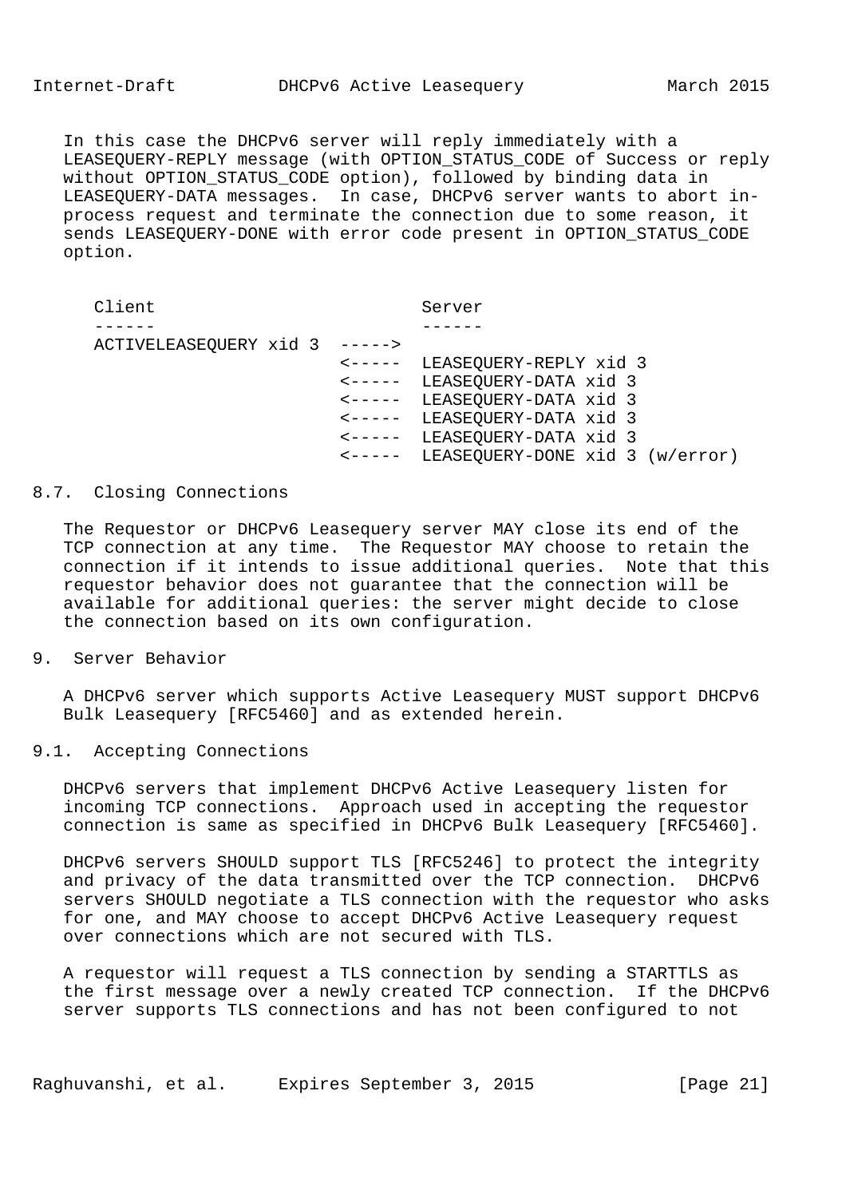In this case the DHCPv6 server will reply immediately with a LEASEQUERY-REPLY message (with OPTION_STATUS_CODE of Success or reply without OPTION_STATUS_CODE option), followed by binding data in LEASEQUERY-DATA messages. In case, DHCPv6 server wants to abort in-process request and terminate the connection due to some reason, it sends LEASEQUERY-DONE with error code present in OPTION_STATUS_CODE option.

```
Client                           Server
------                           ------
ACTIVELEASEQUERY xid 3  ----->
                        <-----  LEASEQUERY-REPLY xid 3
                        <-----  LEASEQUERY-DATA xid 3
                        <-----  LEASEQUERY-DATA xid 3
                        <-----  LEASEQUERY-DATA xid 3
                        <-----  LEASEQUERY-DATA xid 3
                        <-----  LEASEQUERY-DONE xid 3 (w/error)
```

### 8.7. Closing Connections

The Requestor or DHCPv6 Leasequery server MAY close its end of the TCP connection at any time. The Requestor MAY choose to retain the connection if it intends to issue additional queries. Note that this requestor behavior does not guarantee that the connection will be available for additional queries: the server might decide to close the connection based on its own configuration.

## 9. Server Behavior

A DHCPv6 server which supports Active Leasequery MUST support DHCPv6 Bulk Leasequery [RFC5460] and as extended herein.

### 9.1. Accepting Connections

DHCPv6 servers that implement DHCPv6 Active Leasequery listen for incoming TCP connections. Approach used in accepting the requestor connection is same as specified in DHCPv6 Bulk Leasequery [RFC5460].

DHCPv6 servers SHOULD support TLS [RFC5246] to protect the integrity and privacy of the data transmitted over the TCP connection. DHCPv6 servers SHOULD negotiate a TLS connection with the requestor who asks for one, and MAY choose to accept DHCPv6 Active Leasequery request over connections which are not secured with TLS.

A requestor will request a TLS connection by sending a STARTTLS as the first message over a newly created TCP connection. If the DHCPv6 server supports TLS connections and has not been configured to not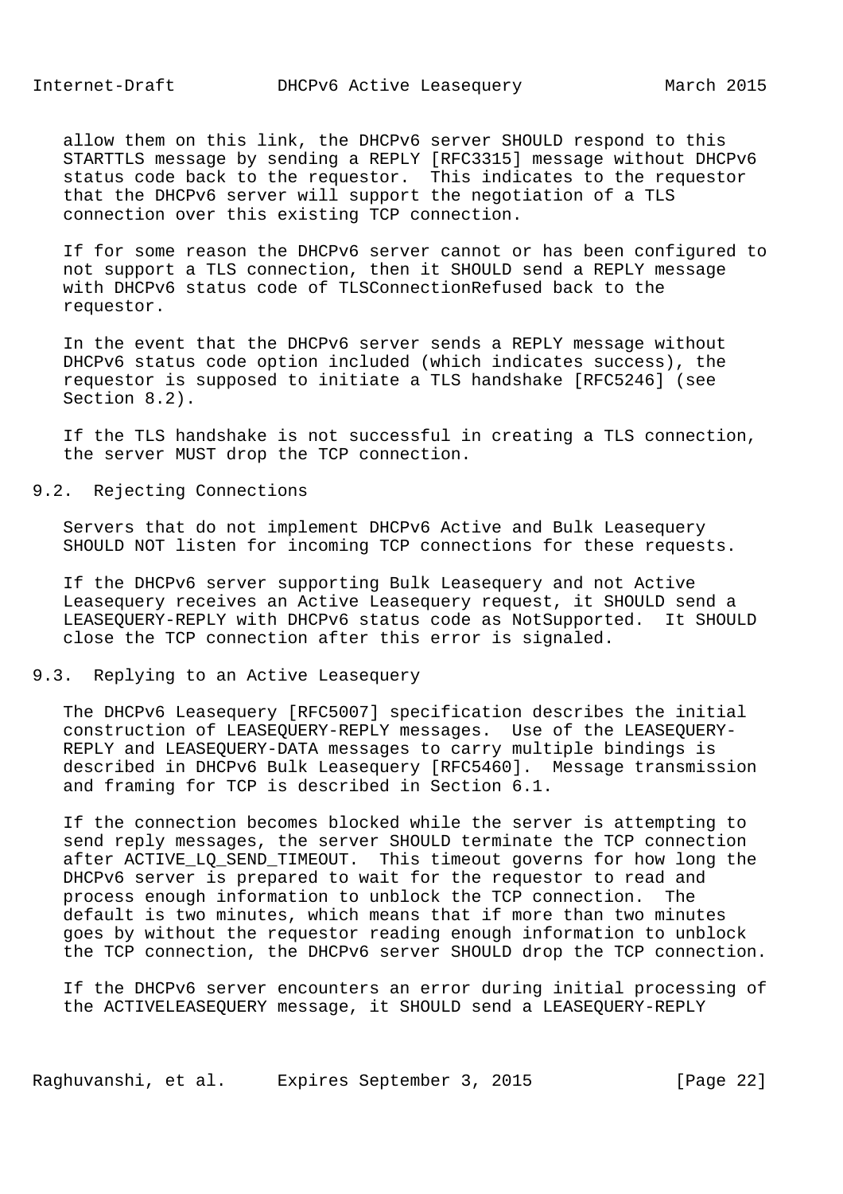allow them on this link, the DHCPv6 server SHOULD respond to this STARTTLS message by sending a REPLY [RFC3315] message without DHCPv6 status code back to the requestor. This indicates to the requestor that the DHCPv6 server will support the negotiation of a TLS connection over this existing TCP connection.

If for some reason the DHCPv6 server cannot or has been configured to not support a TLS connection, then it SHOULD send a REPLY message with DHCPv6 status code of TLSConnectionRefused back to the requestor.

In the event that the DHCPv6 server sends a REPLY message without DHCPv6 status code option included (which indicates success), the requestor is supposed to initiate a TLS handshake [RFC5246] (see Section 8.2).

If the TLS handshake is not successful in creating a TLS connection, the server MUST drop the TCP connection.

## 9.2. Rejecting Connections

Servers that do not implement DHCPv6 Active and Bulk Leasequery SHOULD NOT listen for incoming TCP connections for these requests.

If the DHCPv6 server supporting Bulk Leasequery and not Active Leasequery receives an Active Leasequery request, it SHOULD send a LEASEQUERY-REPLY with DHCPv6 status code as NotSupported. It SHOULD close the TCP connection after this error is signaled.

## 9.3. Replying to an Active Leasequery

The DHCPv6 Leasequery [RFC5007] specification describes the initial construction of LEASEQUERY-REPLY messages. Use of the LEASEQUERY-REPLY and LEASEQUERY-DATA messages to carry multiple bindings is described in DHCPv6 Bulk Leasequery [RFC5460]. Message transmission and framing for TCP is described in Section 6.1.

If the connection becomes blocked while the server is attempting to send reply messages, the server SHOULD terminate the TCP connection after ACTIVE_LQ_SEND_TIMEOUT. This timeout governs for how long the DHCPv6 server is prepared to wait for the requestor to read and process enough information to unblock the TCP connection. The default is two minutes, which means that if more than two minutes goes by without the requestor reading enough information to unblock the TCP connection, the DHCPv6 server SHOULD drop the TCP connection.

If the DHCPv6 server encounters an error during initial processing of the ACTIVELEASEQUERY message, it SHOULD send a LEASEQUERY-REPLY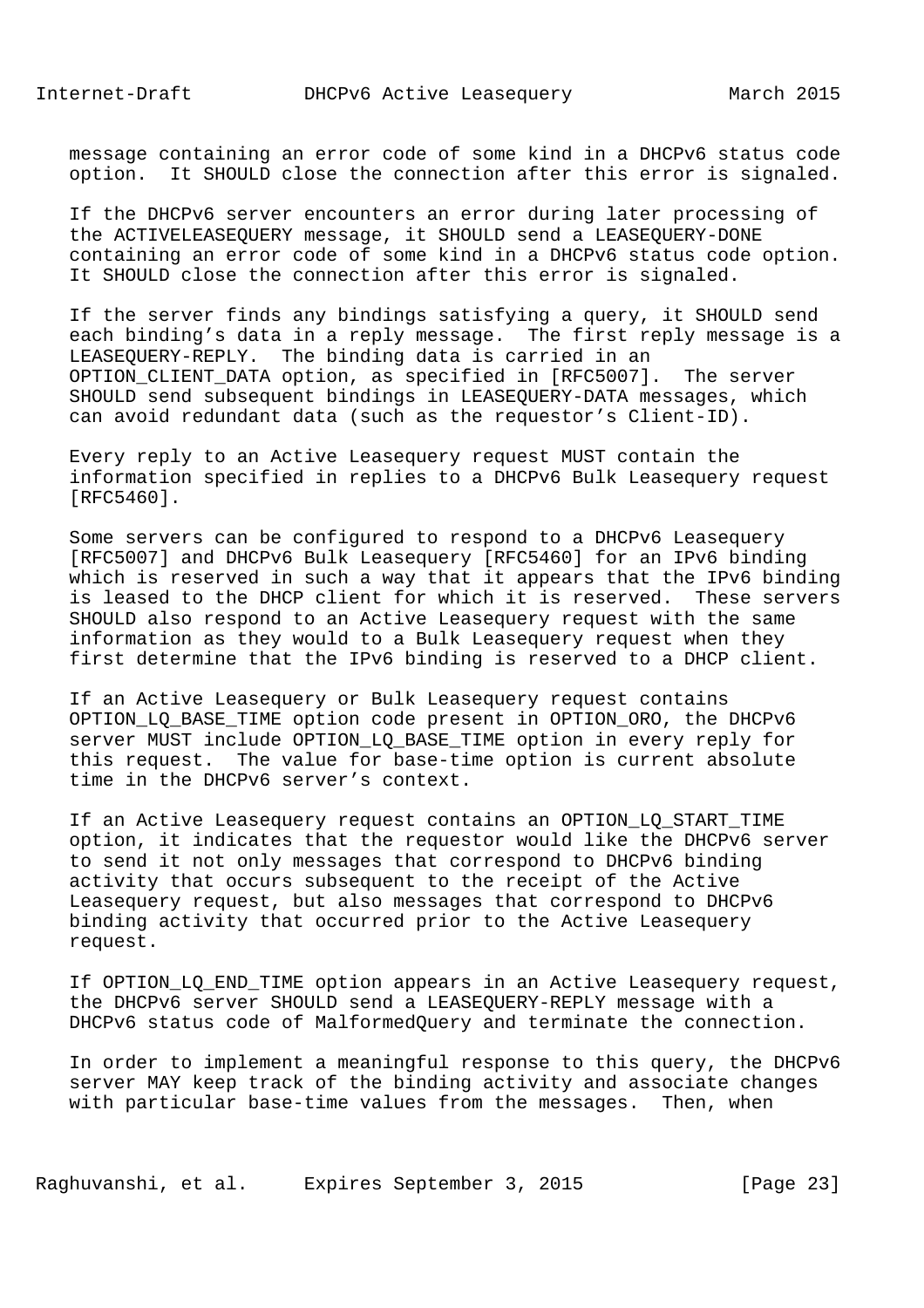message containing an error code of some kind in a DHCPv6 status code option. It SHOULD close the connection after this error is signaled.

If the DHCPv6 server encounters an error during later processing of the ACTIVELEASEQUERY message, it SHOULD send a LEASEQUERY-DONE containing an error code of some kind in a DHCPv6 status code option. It SHOULD close the connection after this error is signaled.

If the server finds any bindings satisfying a query, it SHOULD send each binding's data in a reply message. The first reply message is a LEASEQUERY-REPLY. The binding data is carried in an OPTION_CLIENT_DATA option, as specified in [RFC5007]. The server SHOULD send subsequent bindings in LEASEQUERY-DATA messages, which can avoid redundant data (such as the requestor's Client-ID).

Every reply to an Active Leasequery request MUST contain the information specified in replies to a DHCPv6 Bulk Leasequery request [RFC5460].

Some servers can be configured to respond to a DHCPv6 Leasequery [RFC5007] and DHCPv6 Bulk Leasequery [RFC5460] for an IPv6 binding which is reserved in such a way that it appears that the IPv6 binding is leased to the DHCP client for which it is reserved. These servers SHOULD also respond to an Active Leasequery request with the same information as they would to a Bulk Leasequery request when they first determine that the IPv6 binding is reserved to a DHCP client.

If an Active Leasequery or Bulk Leasequery request contains OPTION_LQ_BASE_TIME option code present in OPTION_ORO, the DHCPv6 server MUST include OPTION_LQ_BASE_TIME option in every reply for this request. The value for base-time option is current absolute time in the DHCPv6 server's context.

If an Active Leasequery request contains an OPTION_LQ_START_TIME option, it indicates that the requestor would like the DHCPv6 server to send it not only messages that correspond to DHCPv6 binding activity that occurs subsequent to the receipt of the Active Leasequery request, but also messages that correspond to DHCPv6 binding activity that occurred prior to the Active Leasequery request.

If OPTION_LQ_END_TIME option appears in an Active Leasequery request, the DHCPv6 server SHOULD send a LEASEQUERY-REPLY message with a DHCPv6 status code of MalformedQuery and terminate the connection.

In order to implement a meaningful response to this query, the DHCPv6 server MAY keep track of the binding activity and associate changes with particular base-time values from the messages. Then, when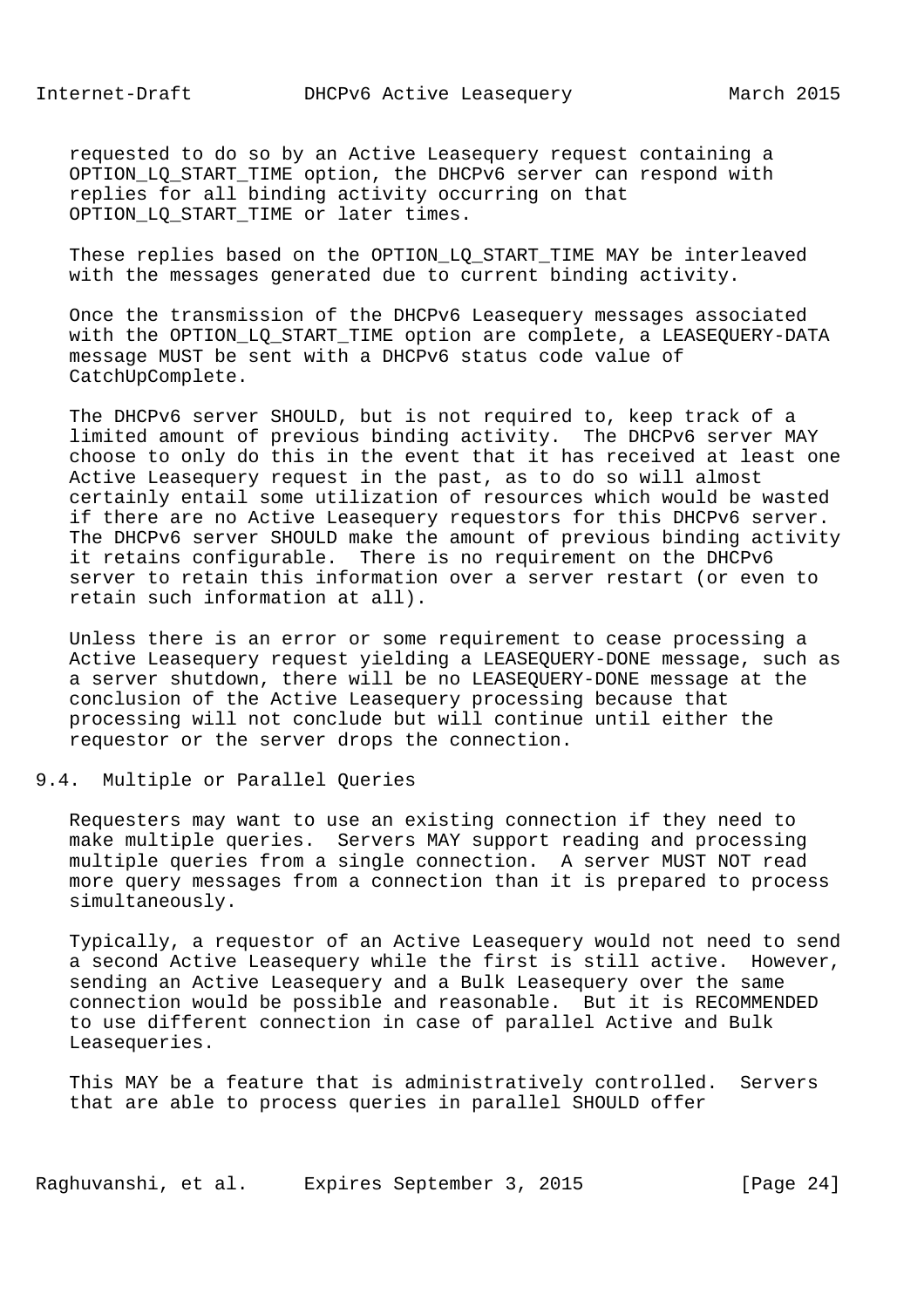requested to do so by an Active Leasequery request containing a OPTION_LQ_START_TIME option, the DHCPv6 server can respond with replies for all binding activity occurring on that OPTION_LQ_START_TIME or later times.

These replies based on the OPTION_LQ_START_TIME MAY be interleaved with the messages generated due to current binding activity.

Once the transmission of the DHCPv6 Leasequery messages associated with the OPTION_LQ_START_TIME option are complete, a LEASEQUERY-DATA message MUST be sent with a DHCPv6 status code value of CatchUpComplete.

The DHCPv6 server SHOULD, but is not required to, keep track of a limited amount of previous binding activity. The DHCPv6 server MAY choose to only do this in the event that it has received at least one Active Leasequery request in the past, as to do so will almost certainly entail some utilization of resources which would be wasted if there are no Active Leasequery requestors for this DHCPv6 server. The DHCPv6 server SHOULD make the amount of previous binding activity it retains configurable. There is no requirement on the DHCPv6 server to retain this information over a server restart (or even to retain such information at all).

Unless there is an error or some requirement to cease processing a Active Leasequery request yielding a LEASEQUERY-DONE message, such as a server shutdown, there will be no LEASEQUERY-DONE message at the conclusion of the Active Leasequery processing because that processing will not conclude but will continue until either the requestor or the server drops the connection.

### 9.4. Multiple or Parallel Queries

Requesters may want to use an existing connection if they need to make multiple queries. Servers MAY support reading and processing multiple queries from a single connection. A server MUST NOT read more query messages from a connection than it is prepared to process simultaneously.

Typically, a requestor of an Active Leasequery would not need to send a second Active Leasequery while the first is still active. However, sending an Active Leasequery and a Bulk Leasequery over the same connection would be possible and reasonable. But it is RECOMMENDED to use different connection in case of parallel Active and Bulk Leasequeries.

This MAY be a feature that is administratively controlled. Servers that are able to process queries in parallel SHOULD offer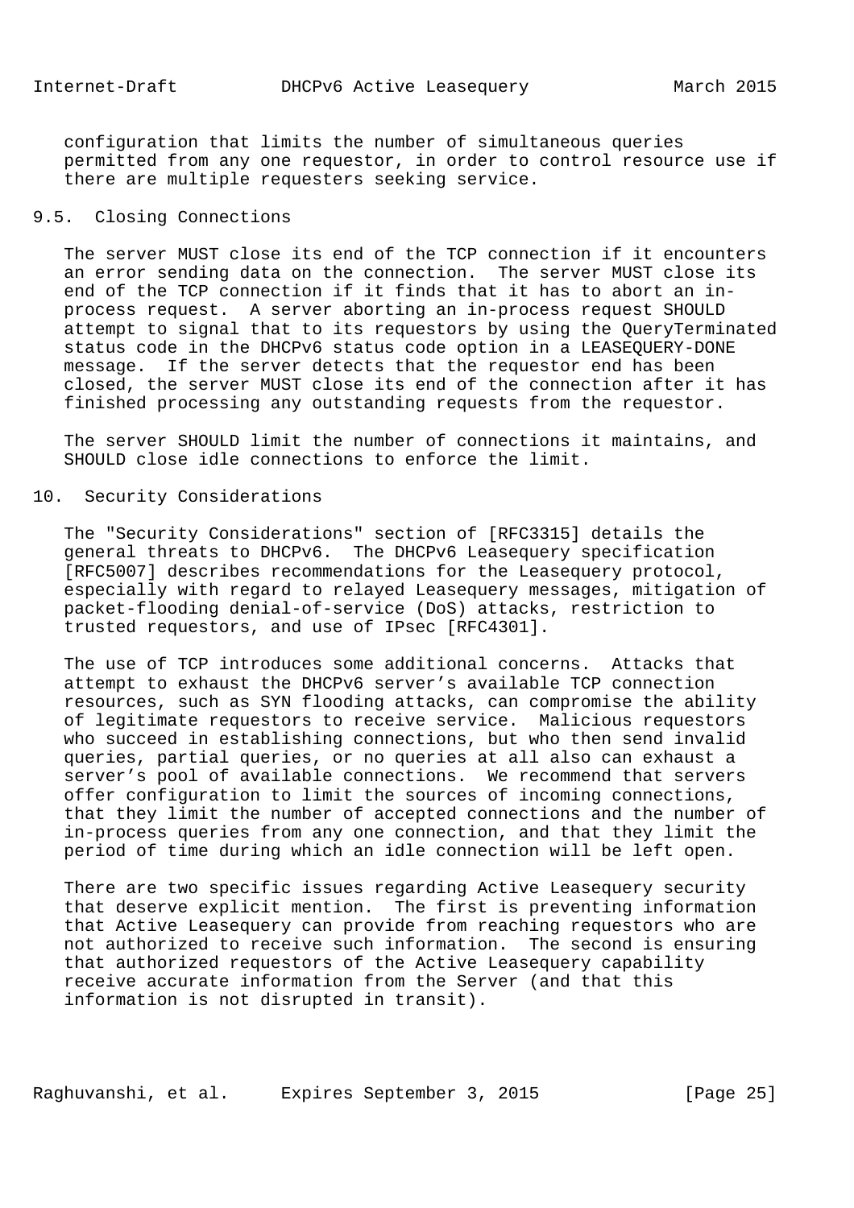configuration that limits the number of simultaneous queries permitted from any one requestor, in order to control resource use if there are multiple requesters seeking service.

### 9.5. Closing Connections

The server MUST close its end of the TCP connection if it encounters an error sending data on the connection. The server MUST close its end of the TCP connection if it finds that it has to abort an in-process request. A server aborting an in-process request SHOULD attempt to signal that to its requestors by using the QueryTerminated status code in the DHCPv6 status code option in a LEASEQUERY-DONE message. If the server detects that the requestor end has been closed, the server MUST close its end of the connection after it has finished processing any outstanding requests from the requestor.

The server SHOULD limit the number of connections it maintains, and SHOULD close idle connections to enforce the limit.

## 10. Security Considerations

The "Security Considerations" section of [RFC3315] details the general threats to DHCPv6. The DHCPv6 Leasequery specification [RFC5007] describes recommendations for the Leasequery protocol, especially with regard to relayed Leasequery messages, mitigation of packet-flooding denial-of-service (DoS) attacks, restriction to trusted requestors, and use of IPsec [RFC4301].

The use of TCP introduces some additional concerns. Attacks that attempt to exhaust the DHCPv6 server's available TCP connection resources, such as SYN flooding attacks, can compromise the ability of legitimate requestors to receive service. Malicious requestors who succeed in establishing connections, but who then send invalid queries, partial queries, or no queries at all also can exhaust a server's pool of available connections. We recommend that servers offer configuration to limit the sources of incoming connections, that they limit the number of accepted connections and the number of in-process queries from any one connection, and that they limit the period of time during which an idle connection will be left open.

There are two specific issues regarding Active Leasequery security that deserve explicit mention. The first is preventing information that Active Leasequery can provide from reaching requestors who are not authorized to receive such information. The second is ensuring that authorized requestors of the Active Leasequery capability receive accurate information from the Server (and that this information is not disrupted in transit).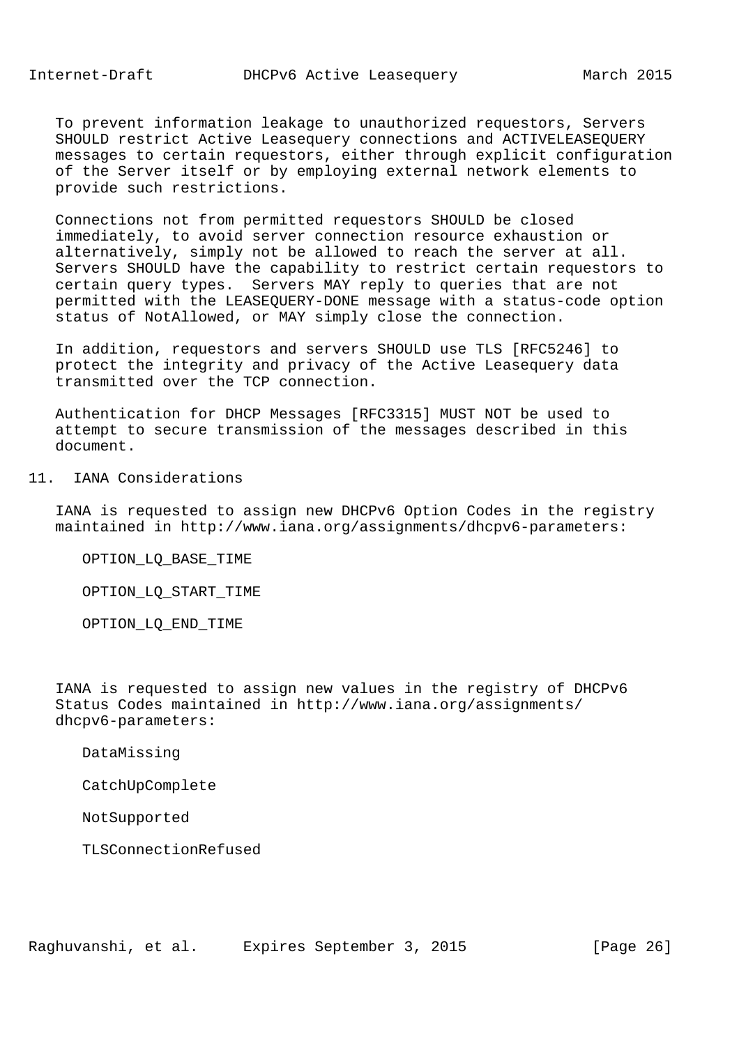To prevent information leakage to unauthorized requestors, Servers SHOULD restrict Active Leasequery connections and ACTIVELEASEQUERY messages to certain requestors, either through explicit configuration of the Server itself or by employing external network elements to provide such restrictions.

Connections not from permitted requestors SHOULD be closed immediately, to avoid server connection resource exhaustion or alternatively, simply not be allowed to reach the server at all. Servers SHOULD have the capability to restrict certain requestors to certain query types. Servers MAY reply to queries that are not permitted with the LEASEQUERY-DONE message with a status-code option status of NotAllowed, or MAY simply close the connection.

In addition, requestors and servers SHOULD use TLS [RFC5246] to protect the integrity and privacy of the Active Leasequery data transmitted over the TCP connection.

Authentication for DHCP Messages [RFC3315] MUST NOT be used to attempt to secure transmission of the messages described in this document.

## 11. IANA Considerations

IANA is requested to assign new DHCPv6 Option Codes in the registry maintained in http://www.iana.org/assignments/dhcpv6-parameters:

OPTION_LQ_BASE_TIME

OPTION_LQ_START_TIME

OPTION_LQ_END_TIME

IANA is requested to assign new values in the registry of DHCPv6 Status Codes maintained in http://www.iana.org/assignments/dhcpv6-parameters:

DataMissing

CatchUpComplete

NotSupported

TLSConnectionRefused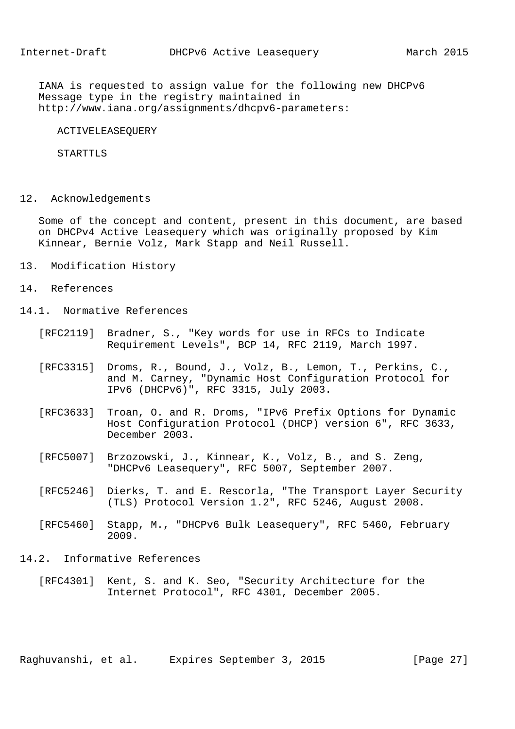IANA is requested to assign value for the following new DHCPv6 Message type in the registry maintained in http://www.iana.org/assignments/dhcpv6-parameters:

ACTIVELEASEQUERY

STARTTLS

## 12. Acknowledgements

Some of the concept and content, present in this document, are based on DHCPv4 Active Leasequery which was originally proposed by Kim Kinnear, Bernie Volz, Mark Stapp and Neil Russell.

## 13. Modification History

## 14. References

### 14.1. Normative References

[RFC2119] Bradner, S., "Key words for use in RFCs to Indicate Requirement Levels", BCP 14, RFC 2119, March 1997.

[RFC3315] Droms, R., Bound, J., Volz, B., Lemon, T., Perkins, C., and M. Carney, "Dynamic Host Configuration Protocol for IPv6 (DHCPv6)", RFC 3315, July 2003.

[RFC3633] Troan, O. and R. Droms, "IPv6 Prefix Options for Dynamic Host Configuration Protocol (DHCP) version 6", RFC 3633, December 2003.

[RFC5007] Brzozowski, J., Kinnear, K., Volz, B., and S. Zeng, "DHCPv6 Leasequery", RFC 5007, September 2007.

[RFC5246] Dierks, T. and E. Rescorla, "The Transport Layer Security (TLS) Protocol Version 1.2", RFC 5246, August 2008.

[RFC5460] Stapp, M., "DHCPv6 Bulk Leasequery", RFC 5460, February 2009.

### 14.2. Informative References

[RFC4301] Kent, S. and K. Seo, "Security Architecture for the Internet Protocol", RFC 4301, December 2005.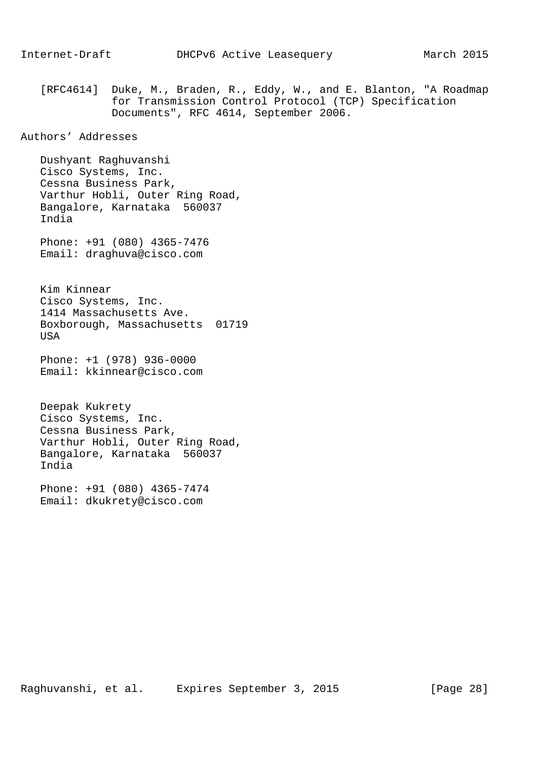[RFC4614] Duke, M., Braden, R., Eddy, W., and E. Blanton, "A Roadmap for Transmission Control Protocol (TCP) Specification Documents", RFC 4614, September 2006.

## Authors' Addresses

Dushyant Raghuvanshi
Cisco Systems, Inc.
Cessna Business Park,
Varthur Hobli, Outer Ring Road,
Bangalore, Karnataka 560037
India

Phone: +91 (080) 4365-7476
Email: draghuva@cisco.com

Kim Kinnear
Cisco Systems, Inc.
1414 Massachusetts Ave.
Boxborough, Massachusetts 01719
USA

Phone: +1 (978) 936-0000
Email: kkinnear@cisco.com

Deepak Kukrety
Cisco Systems, Inc.
Cessna Business Park,
Varthur Hobli, Outer Ring Road,
Bangalore, Karnataka 560037
India

Phone: +91 (080) 4365-7474
Email: dkukrety@cisco.com